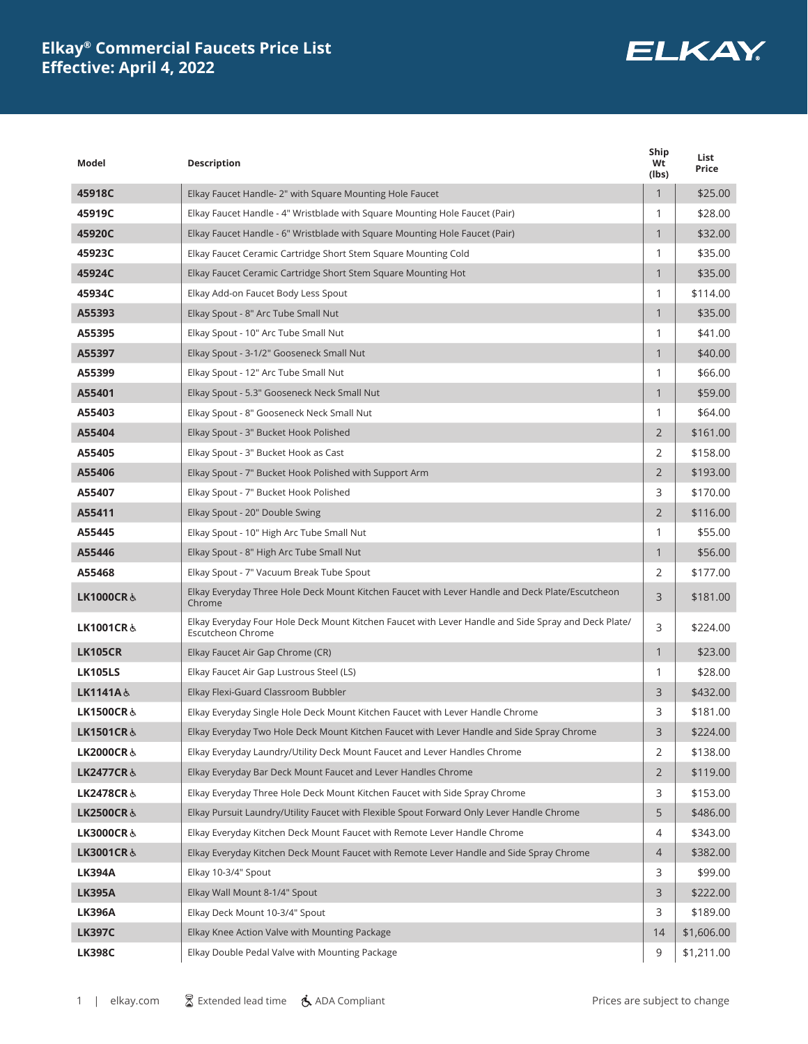# Elkay® Commercial Faucets Price List
## Effective: April 4, 2022

| Model | Description | Ship Wt (lbs) | List Price |
|---|---|---|---|
| 45918C | Elkay Faucet Handle- 2" with Square Mounting Hole Faucet | 1 | $25.00 |
| 45919C | Elkay Faucet Handle - 4" Wristblade with Square Mounting Hole Faucet (Pair) | 1 | $28.00 |
| 45920C | Elkay Faucet Handle - 6" Wristblade with Square Mounting Hole Faucet (Pair) | 1 | $32.00 |
| 45923C | Elkay Faucet Ceramic Cartridge Short Stem Square Mounting Cold | 1 | $35.00 |
| 45924C | Elkay Faucet Ceramic Cartridge Short Stem Square Mounting Hot | 1 | $35.00 |
| 45934C | Elkay Add-on Faucet Body Less Spout | 1 | $114.00 |
| A55393 | Elkay Spout - 8" Arc Tube Small Nut | 1 | $35.00 |
| A55395 | Elkay Spout - 10" Arc Tube Small Nut | 1 | $41.00 |
| A55397 | Elkay Spout - 3-1/2" Gooseneck Small Nut | 1 | $40.00 |
| A55399 | Elkay Spout - 12" Arc Tube Small Nut | 1 | $66.00 |
| A55401 | Elkay Spout - 5.3" Gooseneck Neck Small Nut | 1 | $59.00 |
| A55403 | Elkay Spout - 8" Gooseneck Neck Small Nut | 1 | $64.00 |
| A55404 | Elkay Spout - 3" Bucket Hook Polished | 2 | $161.00 |
| A55405 | Elkay Spout - 3" Bucket Hook as Cast | 2 | $158.00 |
| A55406 | Elkay Spout - 7" Bucket Hook Polished with Support Arm | 2 | $193.00 |
| A55407 | Elkay Spout - 7" Bucket Hook Polished | 3 | $170.00 |
| A55411 | Elkay Spout - 20" Double Swing | 2 | $116.00 |
| A55445 | Elkay Spout - 10" High Arc Tube Small Nut | 1 | $55.00 |
| A55446 | Elkay Spout - 8" High Arc Tube Small Nut | 1 | $56.00 |
| A55468 | Elkay Spout - 7" Vacuum Break Tube Spout | 2 | $177.00 |
| LK1000CR ♿ | Elkay Everyday Three Hole Deck Mount Kitchen Faucet with Lever Handle and Deck Plate/Escutcheon Chrome | 3 | $181.00 |
| LK1001CR ♿ | Elkay Everyday Four Hole Deck Mount Kitchen Faucet with Lever Handle and Side Spray and Deck Plate/ Escutcheon Chrome | 3 | $224.00 |
| LK105CR | Elkay Faucet Air Gap Chrome (CR) | 1 | $23.00 |
| LK105LS | Elkay Faucet Air Gap Lustrous Steel (LS) | 1 | $28.00 |
| LK1141A ♿ | Elkay Flexi-Guard Classroom Bubbler | 3 | $432.00 |
| LK1500CR ♿ | Elkay Everyday Single Hole Deck Mount Kitchen Faucet with Lever Handle Chrome | 3 | $181.00 |
| LK1501CR ♿ | Elkay Everyday Two Hole Deck Mount Kitchen Faucet with Lever Handle and Side Spray Chrome | 3 | $224.00 |
| LK2000CR ♿ | Elkay Everyday Laundry/Utility Deck Mount Faucet and Lever Handles Chrome | 2 | $138.00 |
| LK2477CR ♿ | Elkay Everyday Bar Deck Mount Faucet and Lever Handles Chrome | 2 | $119.00 |
| LK2478CR ♿ | Elkay Everyday Three Hole Deck Mount Kitchen Faucet with Side Spray Chrome | 3 | $153.00 |
| LK2500CR ♿ | Elkay Pursuit Laundry/Utility Faucet with Flexible Spout Forward Only Lever Handle Chrome | 5 | $486.00 |
| LK3000CR ♿ | Elkay Everyday Kitchen Deck Mount Faucet with Remote Lever Handle Chrome | 4 | $343.00 |
| LK3001CR ♿ | Elkay Everyday Kitchen Deck Mount Faucet with Remote Lever Handle and Side Spray Chrome | 4 | $382.00 |
| LK394A | Elkay 10-3/4" Spout | 3 | $99.00 |
| LK395A | Elkay Wall Mount 8-1/4" Spout | 3 | $222.00 |
| LK396A | Elkay Deck Mount 10-3/4" Spout | 3 | $189.00 |
| LK397C | Elkay Knee Action Valve with Mounting Package | 14 | $1,606.00 |
| LK398C | Elkay Double Pedal Valve with Mounting Package | 9 | $1,211.00 |

elkay.com | ⌛ Extended lead time | ♿ ADA Compliant | Prices are subject to change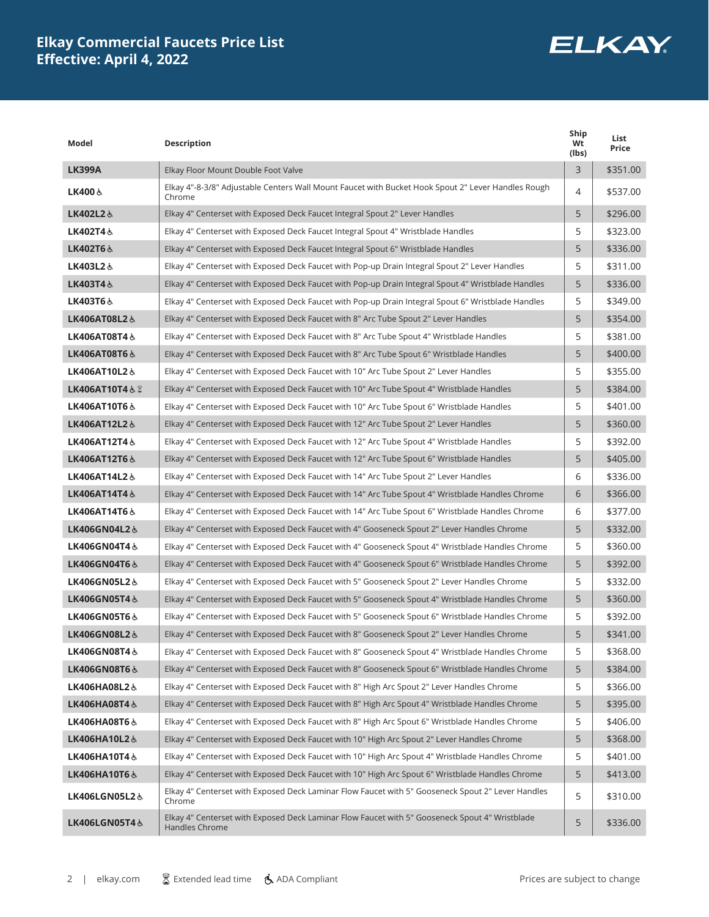# Elkay Commercial Faucets Price List
## Effective: April 4, 2022

| Model | Description | Ship Wt (lbs) | List Price |
|---|---|---|---|
| **LK399A** | Elkay Floor Mount Double Foot Valve | 3 | $351.00 |
| **LK400** ♿ | Elkay 4"-8-3/8" Adjustable Centers Wall Mount Faucet with Bucket Hook Spout 2" Lever Handles Rough Chrome | 4 | $537.00 |
| **LK402L2** ♿ | Elkay 4" Centerset with Exposed Deck Faucet Integral Spout 2" Lever Handles | 5 | $296.00 |
| **LK402T4** ♿ | Elkay 4" Centerset with Exposed Deck Faucet Integral Spout 4" Wristblade Handles | 5 | $323.00 |
| **LK402T6** ♿ | Elkay 4" Centerset with Exposed Deck Faucet Integral Spout 6" Wristblade Handles | 5 | $336.00 |
| **LK403L2** ♿ | Elkay 4" Centerset with Exposed Deck Faucet with Pop-up Drain Integral Spout 2" Lever Handles | 5 | $311.00 |
| **LK403T4** ♿ | Elkay 4" Centerset with Exposed Deck Faucet with Pop-up Drain Integral Spout 4" Wristblade Handles | 5 | $336.00 |
| **LK403T6** ♿ | Elkay 4" Centerset with Exposed Deck Faucet with Pop-up Drain Integral Spout 6" Wristblade Handles | 5 | $349.00 |
| **LK406AT08L2** ♿ | Elkay 4" Centerset with Exposed Deck Faucet with 8" Arc Tube Spout 2" Lever Handles | 5 | $354.00 |
| **LK406AT08T4** ♿ | Elkay 4" Centerset with Exposed Deck Faucet with 8" Arc Tube Spout 4" Wristblade Handles | 5 | $381.00 |
| **LK406AT08T6** ♿ | Elkay 4" Centerset with Exposed Deck Faucet with 8" Arc Tube Spout 6" Wristblade Handles | 5 | $400.00 |
| **LK406AT10L2** ♿ | Elkay 4" Centerset with Exposed Deck Faucet with 10" Arc Tube Spout 2" Lever Handles | 5 | $355.00 |
| **LK406AT10T4** ♿ ⌛ | Elkay 4" Centerset with Exposed Deck Faucet with 10" Arc Tube Spout 4" Wristblade Handles | 5 | $384.00 |
| **LK406AT10T6** ♿ | Elkay 4" Centerset with Exposed Deck Faucet with 10" Arc Tube Spout 6" Wristblade Handles | 5 | $401.00 |
| **LK406AT12L2** ♿ | Elkay 4" Centerset with Exposed Deck Faucet with 12" Arc Tube Spout 2" Lever Handles | 5 | $360.00 |
| **LK406AT12T4** ♿ | Elkay 4" Centerset with Exposed Deck Faucet with 12" Arc Tube Spout 4" Wristblade Handles | 5 | $392.00 |
| **LK406AT12T6** ♿ | Elkay 4" Centerset with Exposed Deck Faucet with 12" Arc Tube Spout 6" Wristblade Handles | 5 | $405.00 |
| **LK406AT14L2** ♿ | Elkay 4" Centerset with Exposed Deck Faucet with 14" Arc Tube Spout 2" Lever Handles | 6 | $336.00 |
| **LK406AT14T4** ♿ | Elkay 4" Centerset with Exposed Deck Faucet with 14" Arc Tube Spout 4" Wristblade Handles Chrome | 6 | $366.00 |
| **LK406AT14T6** ♿ | Elkay 4" Centerset with Exposed Deck Faucet with 14" Arc Tube Spout 6" Wristblade Handles Chrome | 6 | $377.00 |
| **LK406GN04L2** ♿ | Elkay 4" Centerset with Exposed Deck Faucet with 4" Gooseneck Spout 2" Lever Handles Chrome | 5 | $332.00 |
| **LK406GN04T4** ♿ | Elkay 4" Centerset with Exposed Deck Faucet with 4" Gooseneck Spout 4" Wristblade Handles Chrome | 5 | $360.00 |
| **LK406GN04T6** ♿ | Elkay 4" Centerset with Exposed Deck Faucet with 4" Gooseneck Spout 6" Wristblade Handles Chrome | 5 | $392.00 |
| **LK406GN05L2** ♿ | Elkay 4" Centerset with Exposed Deck Faucet with 5" Gooseneck Spout 2" Lever Handles Chrome | 5 | $332.00 |
| **LK406GN05T4** ♿ | Elkay 4" Centerset with Exposed Deck Faucet with 5" Gooseneck Spout 4" Wristblade Handles Chrome | 5 | $360.00 |
| **LK406GN05T6** ♿ | Elkay 4" Centerset with Exposed Deck Faucet with 5" Gooseneck Spout 6" Wristblade Handles Chrome | 5 | $392.00 |
| **LK406GN08L2** ♿ | Elkay 4" Centerset with Exposed Deck Faucet with 8" Gooseneck Spout 2" Lever Handles Chrome | 5 | $341.00 |
| **LK406GN08T4** ♿ | Elkay 4" Centerset with Exposed Deck Faucet with 8" Gooseneck Spout 4" Wristblade Handles Chrome | 5 | $368.00 |
| **LK406GN08T6** ♿ | Elkay 4" Centerset with Exposed Deck Faucet with 8" Gooseneck Spout 6" Wristblade Handles Chrome | 5 | $384.00 |
| **LK406HA08L2** ♿ | Elkay 4" Centerset with Exposed Deck Faucet with 8" High Arc Spout 2" Lever Handles Chrome | 5 | $366.00 |
| **LK406HA08T4** ♿ | Elkay 4" Centerset with Exposed Deck Faucet with 8" High Arc Spout 4" Wristblade Handles Chrome | 5 | $395.00 |
| **LK406HA08T6** ♿ | Elkay 4" Centerset with Exposed Deck Faucet with 8" High Arc Spout 6" Wristblade Handles Chrome | 5 | $406.00 |
| **LK406HA10L2** ♿ | Elkay 4" Centerset with Exposed Deck Faucet with 10" High Arc Spout 2" Lever Handles Chrome | 5 | $368.00 |
| **LK406HA10T4** ♿ | Elkay 4" Centerset with Exposed Deck Faucet with 10" High Arc Spout 4" Wristblade Handles Chrome | 5 | $401.00 |
| **LK406HA10T6** ♿ | Elkay 4" Centerset with Exposed Deck Faucet with 10" High Arc Spout 6" Wristblade Handles Chrome | 5 | $413.00 |
| **LK406LGN05L2** ♿ | Elkay 4" Centerset with Exposed Deck Laminar Flow Faucet with 5" Gooseneck Spout 2" Lever Handles Chrome | 5 | $310.00 |
| **LK406LGN05T4** ♿ | Elkay 4" Centerset with Exposed Deck Laminar Flow Faucet with 5" Gooseneck Spout 4" Wristblade Handles Chrome | 5 | $336.00 |

elkay.com ⌛ Extended lead time ♿ ADA Compliant Prices are subject to change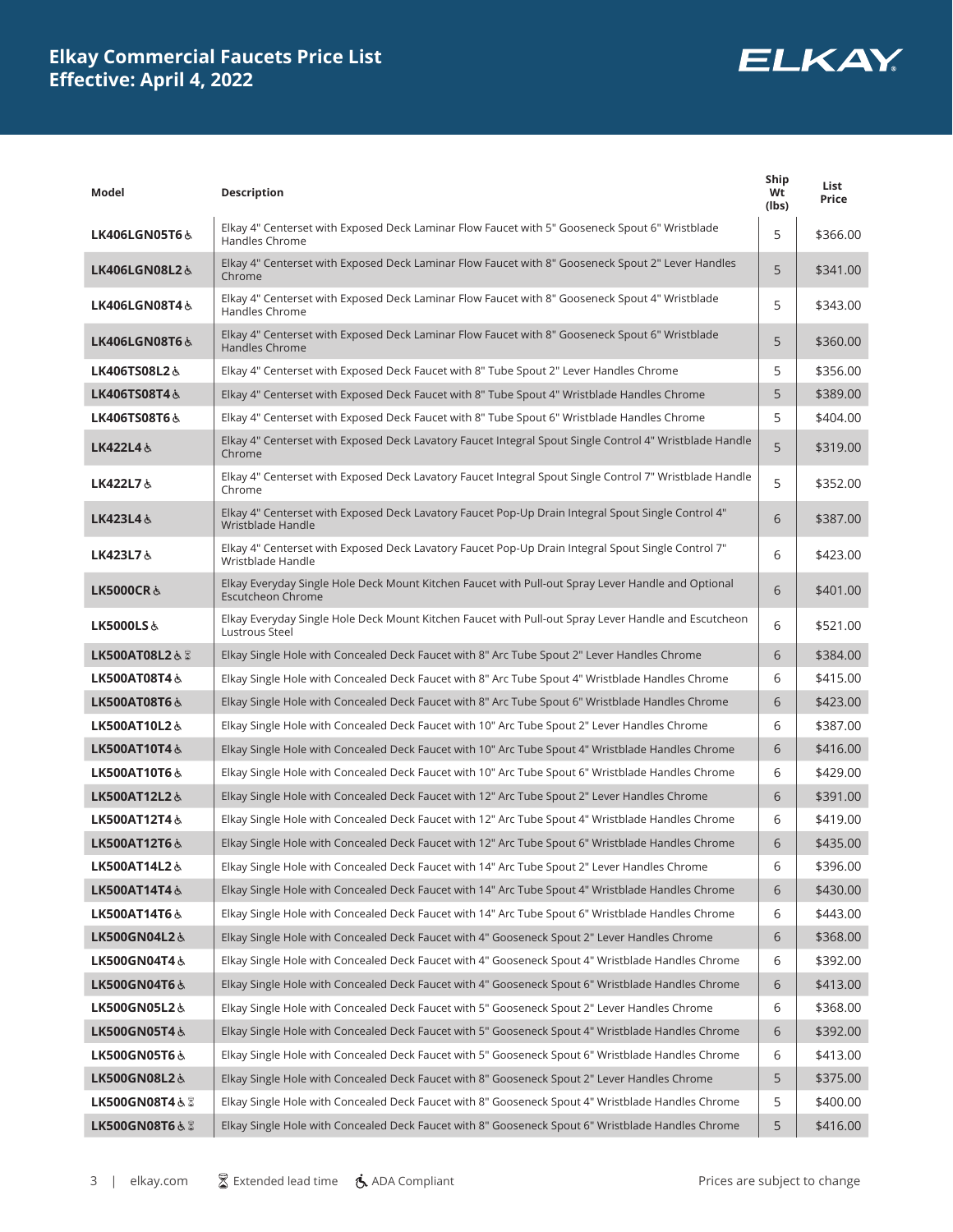# Elkay Commercial Faucets Price List
## Effective: April 4, 2022

ELKAY

| Model | Description | Ship Wt (lbs) | List Price |
|---|---|---|---|
| LK406LGN05T6 ♿ | Elkay 4" Centerset with Exposed Deck Laminar Flow Faucet with 5" Gooseneck Spout 6" Wristblade Handles Chrome | 5 | $366.00 |
| LK406LGN08L2 ♿ | Elkay 4" Centerset with Exposed Deck Laminar Flow Faucet with 8" Gooseneck Spout 2" Lever Handles Chrome | 5 | $341.00 |
| LK406LGN08T4 ♿ | Elkay 4" Centerset with Exposed Deck Laminar Flow Faucet with 8" Gooseneck Spout 4" Wristblade Handles Chrome | 5 | $343.00 |
| LK406LGN08T6 ♿ | Elkay 4" Centerset with Exposed Deck Laminar Flow Faucet with 8" Gooseneck Spout 6" Wristblade Handles Chrome | 5 | $360.00 |
| LK406TS08L2 ♿ | Elkay 4" Centerset with Exposed Deck Faucet with 8" Tube Spout 2" Lever Handles Chrome | 5 | $356.00 |
| LK406TS08T4 ♿ | Elkay 4" Centerset with Exposed Deck Faucet with 8" Tube Spout 4" Wristblade Handles Chrome | 5 | $389.00 |
| LK406TS08T6 ♿ | Elkay 4" Centerset with Exposed Deck Faucet with 8" Tube Spout 6" Wristblade Handles Chrome | 5 | $404.00 |
| LK422L4 ♿ | Elkay 4" Centerset with Exposed Deck Lavatory Faucet Integral Spout Single Control 4" Wristblade Handle Chrome | 5 | $319.00 |
| LK422L7 ♿ | Elkay 4" Centerset with Exposed Deck Lavatory Faucet Integral Spout Single Control 7" Wristblade Handle Chrome | 5 | $352.00 |
| LK423L4 ♿ | Elkay 4" Centerset with Exposed Deck Lavatory Faucet Pop-Up Drain Integral Spout Single Control 4" Wristblade Handle | 6 | $387.00 |
| LK423L7 ♿ | Elkay 4" Centerset with Exposed Deck Lavatory Faucet Pop-Up Drain Integral Spout Single Control 7" Wristblade Handle | 6 | $423.00 |
| LK5000CR ♿ | Elkay Everyday Single Hole Deck Mount Kitchen Faucet with Pull-out Spray Lever Handle and Optional Escutcheon Chrome | 6 | $401.00 |
| LK5000LS ♿ | Elkay Everyday Single Hole Deck Mount Kitchen Faucet with Pull-out Spray Lever Handle and Escutcheon Lustrous Steel | 6 | $521.00 |
| LK500AT08L2 ♿ ⌛ | Elkay Single Hole with Concealed Deck Faucet with 8" Arc Tube Spout 2" Lever Handles Chrome | 6 | $384.00 |
| LK500AT08T4 ♿ | Elkay Single Hole with Concealed Deck Faucet with 8" Arc Tube Spout 4" Wristblade Handles Chrome | 6 | $415.00 |
| LK500AT08T6 ♿ | Elkay Single Hole with Concealed Deck Faucet with 8" Arc Tube Spout 6" Wristblade Handles Chrome | 6 | $423.00 |
| LK500AT10L2 ♿ | Elkay Single Hole with Concealed Deck Faucet with 10" Arc Tube Spout 2" Lever Handles Chrome | 6 | $387.00 |
| LK500AT10T4 ♿ | Elkay Single Hole with Concealed Deck Faucet with 10" Arc Tube Spout 4" Wristblade Handles Chrome | 6 | $416.00 |
| LK500AT10T6 ♿ | Elkay Single Hole with Concealed Deck Faucet with 10" Arc Tube Spout 6" Wristblade Handles Chrome | 6 | $429.00 |
| LK500AT12L2 ♿ | Elkay Single Hole with Concealed Deck Faucet with 12" Arc Tube Spout 2" Lever Handles Chrome | 6 | $391.00 |
| LK500AT12T4 ♿ | Elkay Single Hole with Concealed Deck Faucet with 12" Arc Tube Spout 4" Wristblade Handles Chrome | 6 | $419.00 |
| LK500AT12T6 ♿ | Elkay Single Hole with Concealed Deck Faucet with 12" Arc Tube Spout 6" Wristblade Handles Chrome | 6 | $435.00 |
| LK500AT14L2 ♿ | Elkay Single Hole with Concealed Deck Faucet with 14" Arc Tube Spout 2" Lever Handles Chrome | 6 | $396.00 |
| LK500AT14T4 ♿ | Elkay Single Hole with Concealed Deck Faucet with 14" Arc Tube Spout 4" Wristblade Handles Chrome | 6 | $430.00 |
| LK500AT14T6 ♿ | Elkay Single Hole with Concealed Deck Faucet with 14" Arc Tube Spout 6" Wristblade Handles Chrome | 6 | $443.00 |
| LK500GN04L2 ♿ | Elkay Single Hole with Concealed Deck Faucet with 4" Gooseneck Spout 2" Lever Handles Chrome | 6 | $368.00 |
| LK500GN04T4 ♿ | Elkay Single Hole with Concealed Deck Faucet with 4" Gooseneck Spout 4" Wristblade Handles Chrome | 6 | $392.00 |
| LK500GN04T6 ♿ | Elkay Single Hole with Concealed Deck Faucet with 4" Gooseneck Spout 6" Wristblade Handles Chrome | 6 | $413.00 |
| LK500GN05L2 ♿ | Elkay Single Hole with Concealed Deck Faucet with 5" Gooseneck Spout 2" Lever Handles Chrome | 6 | $368.00 |
| LK500GN05T4 ♿ | Elkay Single Hole with Concealed Deck Faucet with 5" Gooseneck Spout 4" Wristblade Handles Chrome | 6 | $392.00 |
| LK500GN05T6 ♿ | Elkay Single Hole with Concealed Deck Faucet with 5" Gooseneck Spout 6" Wristblade Handles Chrome | 6 | $413.00 |
| LK500GN08L2 ♿ | Elkay Single Hole with Concealed Deck Faucet with 8" Gooseneck Spout 2" Lever Handles Chrome | 5 | $375.00 |
| LK500GN08T4 ♿ ⌛ | Elkay Single Hole with Concealed Deck Faucet with 8" Gooseneck Spout 4" Wristblade Handles Chrome | 5 | $400.00 |
| LK500GN08T6 ♿ ⌛ | Elkay Single Hole with Concealed Deck Faucet with 8" Gooseneck Spout 6" Wristblade Handles Chrome | 5 | $416.00 |

elkay.com | ⌛ Extended lead time | ♿ ADA Compliant | Prices are subject to change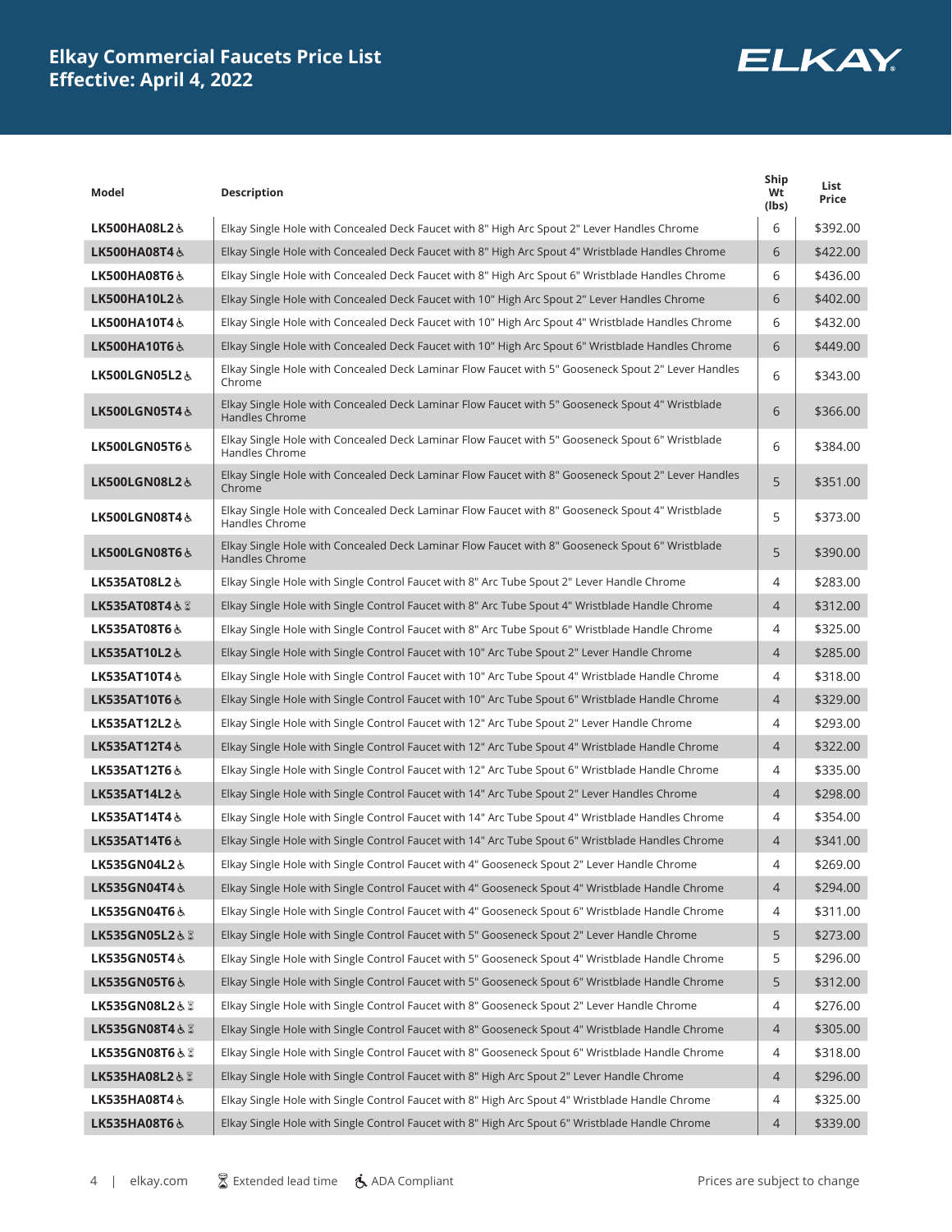# Elkay Commercial Faucets Price List
## Effective: April 4, 2022

ELKAY

| Model | Description | Ship Wt (lbs) | List Price |
|---|---|---|---|
| LK500HA08L2 ♿ | Elkay Single Hole with Concealed Deck Faucet with 8" High Arc Spout 2" Lever Handles Chrome | 6 | $392.00 |
| LK500HA08T4 ♿ | Elkay Single Hole with Concealed Deck Faucet with 8" High Arc Spout 4" Wristblade Handles Chrome | 6 | $422.00 |
| LK500HA08T6 ♿ | Elkay Single Hole with Concealed Deck Faucet with 8" High Arc Spout 6" Wristblade Handles Chrome | 6 | $436.00 |
| LK500HA10L2 ♿ | Elkay Single Hole with Concealed Deck Faucet with 10" High Arc Spout 2" Lever Handles Chrome | 6 | $402.00 |
| LK500HA10T4 ♿ | Elkay Single Hole with Concealed Deck Faucet with 10" High Arc Spout 4" Wristblade Handles Chrome | 6 | $432.00 |
| LK500HA10T6 ♿ | Elkay Single Hole with Concealed Deck Faucet with 10" High Arc Spout 6" Wristblade Handles Chrome | 6 | $449.00 |
| LK500LGN05L2 ♿ | Elkay Single Hole with Concealed Deck Laminar Flow Faucet with 5" Gooseneck Spout 2" Lever Handles Chrome | 6 | $343.00 |
| LK500LGN05T4 ♿ | Elkay Single Hole with Concealed Deck Laminar Flow Faucet with 5" Gooseneck Spout 4" Wristblade Handles Chrome | 6 | $366.00 |
| LK500LGN05T6 ♿ | Elkay Single Hole with Concealed Deck Laminar Flow Faucet with 5" Gooseneck Spout 6" Wristblade Handles Chrome | 6 | $384.00 |
| LK500LGN08L2 ♿ | Elkay Single Hole with Concealed Deck Laminar Flow Faucet with 8" Gooseneck Spout 2" Lever Handles Chrome | 5 | $351.00 |
| LK500LGN08T4 ♿ | Elkay Single Hole with Concealed Deck Laminar Flow Faucet with 8" Gooseneck Spout 4" Wristblade Handles Chrome | 5 | $373.00 |
| LK500LGN08T6 ♿ | Elkay Single Hole with Concealed Deck Laminar Flow Faucet with 8" Gooseneck Spout 6" Wristblade Handles Chrome | 5 | $390.00 |
| LK535AT08L2 ♿ | Elkay Single Hole with Single Control Faucet with 8" Arc Tube Spout 2" Lever Handle Chrome | 4 | $283.00 |
| LK535AT08T4 ♿ ⌛ | Elkay Single Hole with Single Control Faucet with 8" Arc Tube Spout 4" Wristblade Handle Chrome | 4 | $312.00 |
| LK535AT08T6 ♿ | Elkay Single Hole with Single Control Faucet with 8" Arc Tube Spout 6" Wristblade Handle Chrome | 4 | $325.00 |
| LK535AT10L2 ♿ | Elkay Single Hole with Single Control Faucet with 10" Arc Tube Spout 2" Lever Handle Chrome | 4 | $285.00 |
| LK535AT10T4 ♿ | Elkay Single Hole with Single Control Faucet with 10" Arc Tube Spout 4" Wristblade Handle Chrome | 4 | $318.00 |
| LK535AT10T6 ♿ | Elkay Single Hole with Single Control Faucet with 10" Arc Tube Spout 6" Wristblade Handle Chrome | 4 | $329.00 |
| LK535AT12L2 ♿ | Elkay Single Hole with Single Control Faucet with 12" Arc Tube Spout 2" Lever Handle Chrome | 4 | $293.00 |
| LK535AT12T4 ♿ | Elkay Single Hole with Single Control Faucet with 12" Arc Tube Spout 4" Wristblade Handle Chrome | 4 | $322.00 |
| LK535AT12T6 ♿ | Elkay Single Hole with Single Control Faucet with 12" Arc Tube Spout 6" Wristblade Handle Chrome | 4 | $335.00 |
| LK535AT14L2 ♿ | Elkay Single Hole with Single Control Faucet with 14" Arc Tube Spout 2" Lever Handles Chrome | 4 | $298.00 |
| LK535AT14T4 ♿ | Elkay Single Hole with Single Control Faucet with 14" Arc Tube Spout 4" Wristblade Handles Chrome | 4 | $354.00 |
| LK535AT14T6 ♿ | Elkay Single Hole with Single Control Faucet with 14" Arc Tube Spout 6" Wristblade Handles Chrome | 4 | $341.00 |
| LK535GN04L2 ♿ | Elkay Single Hole with Single Control Faucet with 4" Gooseneck Spout 2" Lever Handle Chrome | 4 | $269.00 |
| LK535GN04T4 ♿ | Elkay Single Hole with Single Control Faucet with 4" Gooseneck Spout 4" Wristblade Handle Chrome | 4 | $294.00 |
| LK535GN04T6 ♿ | Elkay Single Hole with Single Control Faucet with 4" Gooseneck Spout 6" Wristblade Handle Chrome | 4 | $311.00 |
| LK535GN05L2 ♿ ⌛ | Elkay Single Hole with Single Control Faucet with 5" Gooseneck Spout 2" Lever Handle Chrome | 5 | $273.00 |
| LK535GN05T4 ♿ | Elkay Single Hole with Single Control Faucet with 5" Gooseneck Spout 4" Wristblade Handle Chrome | 5 | $296.00 |
| LK535GN05T6 ♿ | Elkay Single Hole with Single Control Faucet with 5" Gooseneck Spout 6" Wristblade Handle Chrome | 5 | $312.00 |
| LK535GN08L2 ♿ ⌛ | Elkay Single Hole with Single Control Faucet with 8" Gooseneck Spout 2" Lever Handle Chrome | 4 | $276.00 |
| LK535GN08T4 ♿ ⌛ | Elkay Single Hole with Single Control Faucet with 8" Gooseneck Spout 4" Wristblade Handle Chrome | 4 | $305.00 |
| LK535GN08T6 ♿ ⌛ | Elkay Single Hole with Single Control Faucet with 8" Gooseneck Spout 6" Wristblade Handle Chrome | 4 | $318.00 |
| LK535HA08L2 ♿ ⌛ | Elkay Single Hole with Single Control Faucet with 8" High Arc Spout 2" Lever Handle Chrome | 4 | $296.00 |
| LK535HA08T4 ♿ | Elkay Single Hole with Single Control Faucet with 8" High Arc Spout 4" Wristblade Handle Chrome | 4 | $325.00 |
| LK535HA08T6 ♿ | Elkay Single Hole with Single Control Faucet with 8" High Arc Spout 6" Wristblade Handle Chrome | 4 | $339.00 |

elkay.com | ⌛ Extended lead time | ♿ ADA Compliant | Prices are subject to change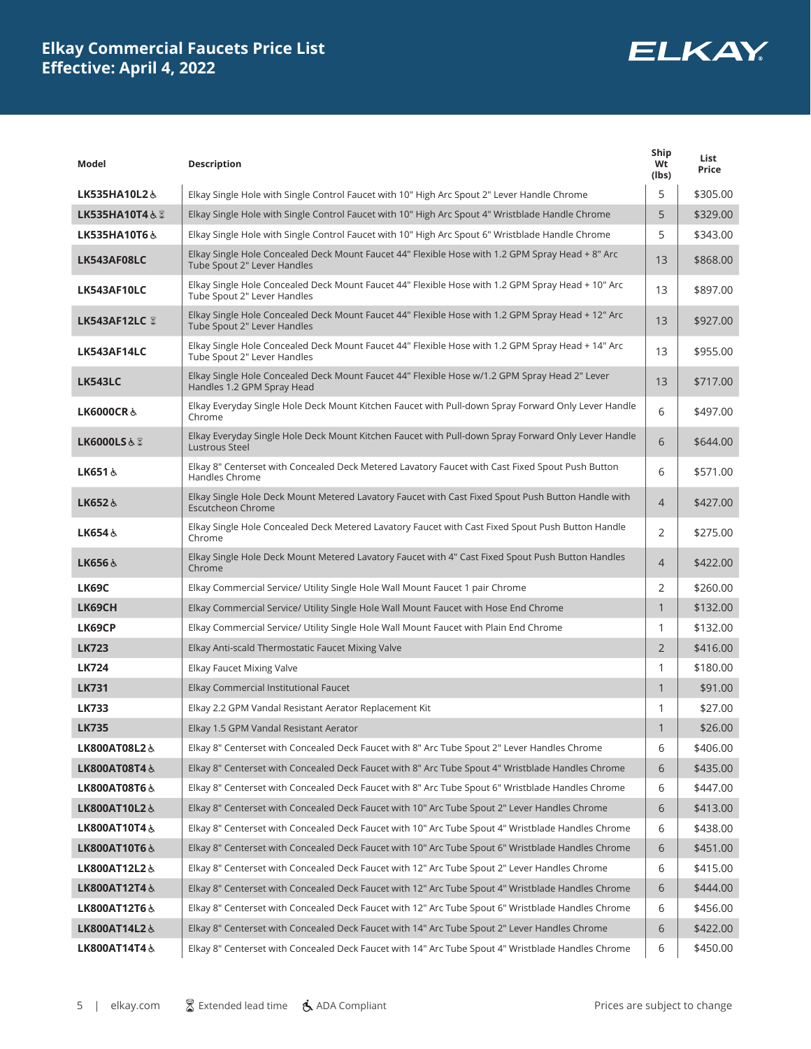# Elkay Commercial Faucets Price List
## Effective: April 4, 2022

ELKAY

| Model | Description | Ship Wt (lbs) | List Price |
|---|---|---|---|
| LK535HA10L2 ♿ | Elkay Single Hole with Single Control Faucet with 10" High Arc Spout 2" Lever Handle Chrome | 5 | $305.00 |
| LK535HA10T4 ♿ ⌛ | Elkay Single Hole with Single Control Faucet with 10" High Arc Spout 4" Wristblade Handle Chrome | 5 | $329.00 |
| LK535HA10T6 ♿ | Elkay Single Hole with Single Control Faucet with 10" High Arc Spout 6" Wristblade Handle Chrome | 5 | $343.00 |
| LK543AF08LC | Elkay Single Hole Concealed Deck Mount Faucet 44" Flexible Hose with 1.2 GPM Spray Head + 8" Arc Tube Spout 2" Lever Handles | 13 | $868.00 |
| LK543AF10LC | Elkay Single Hole Concealed Deck Mount Faucet 44" Flexible Hose with 1.2 GPM Spray Head + 10" Arc Tube Spout 2" Lever Handles | 13 | $897.00 |
| LK543AF12LC ⌛ | Elkay Single Hole Concealed Deck Mount Faucet 44" Flexible Hose with 1.2 GPM Spray Head + 12" Arc Tube Spout 2" Lever Handles | 13 | $927.00 |
| LK543AF14LC | Elkay Single Hole Concealed Deck Mount Faucet 44" Flexible Hose with 1.2 GPM Spray Head + 14" Arc Tube Spout 2" Lever Handles | 13 | $955.00 |
| LK543LC | Elkay Single Hole Concealed Deck Mount Faucet 44" Flexible Hose w/1.2 GPM Spray Head 2" Lever Handles 1.2 GPM Spray Head | 13 | $717.00 |
| LK6000CR ♿ | Elkay Everyday Single Hole Deck Mount Kitchen Faucet with Pull-down Spray Forward Only Lever Handle Chrome | 6 | $497.00 |
| LK6000LS ♿ ⌛ | Elkay Everyday Single Hole Deck Mount Kitchen Faucet with Pull-down Spray Forward Only Lever Handle Lustrous Steel | 6 | $644.00 |
| LK651 ♿ | Elkay 8" Centerset with Concealed Deck Metered Lavatory Faucet with Cast Fixed Spout Push Button Handles Chrome | 6 | $571.00 |
| LK652 ♿ | Elkay Single Hole Deck Mount Metered Lavatory Faucet with Cast Fixed Spout Push Button Handle with Escutcheon Chrome | 4 | $427.00 |
| LK654 ♿ | Elkay Single Hole Concealed Deck Metered Lavatory Faucet with Cast Fixed Spout Push Button Handle Chrome | 2 | $275.00 |
| LK656 ♿ | Elkay Single Hole Deck Mount Metered Lavatory Faucet with 4" Cast Fixed Spout Push Button Handles Chrome | 4 | $422.00 |
| LK69C | Elkay Commercial Service/ Utility Single Hole Wall Mount Faucet 1 pair Chrome | 2 | $260.00 |
| LK69CH | Elkay Commercial Service/ Utility Single Hole Wall Mount Faucet with Hose End Chrome | 1 | $132.00 |
| LK69CP | Elkay Commercial Service/ Utility Single Hole Wall Mount Faucet with Plain End Chrome | 1 | $132.00 |
| LK723 | Elkay Anti-scald Thermostatic Faucet Mixing Valve | 2 | $416.00 |
| LK724 | Elkay Faucet Mixing Valve | 1 | $180.00 |
| LK731 | Elkay Commercial Institutional Faucet | 1 | $91.00 |
| LK733 | Elkay 2.2 GPM Vandal Resistant Aerator Replacement Kit | 1 | $27.00 |
| LK735 | Elkay 1.5 GPM Vandal Resistant Aerator | 1 | $26.00 |
| LK800AT08L2 ♿ | Elkay 8" Centerset with Concealed Deck Faucet with 8" Arc Tube Spout 2" Lever Handles Chrome | 6 | $406.00 |
| LK800AT08T4 ♿ | Elkay 8" Centerset with Concealed Deck Faucet with 8" Arc Tube Spout 4" Wristblade Handles Chrome | 6 | $435.00 |
| LK800AT08T6 ♿ | Elkay 8" Centerset with Concealed Deck Faucet with 8" Arc Tube Spout 6" Wristblade Handles Chrome | 6 | $447.00 |
| LK800AT10L2 ♿ | Elkay 8" Centerset with Concealed Deck Faucet with 10" Arc Tube Spout 2" Lever Handles Chrome | 6 | $413.00 |
| LK800AT10T4 ♿ | Elkay 8" Centerset with Concealed Deck Faucet with 10" Arc Tube Spout 4" Wristblade Handles Chrome | 6 | $438.00 |
| LK800AT10T6 ♿ | Elkay 8" Centerset with Concealed Deck Faucet with 10" Arc Tube Spout 6" Wristblade Handles Chrome | 6 | $451.00 |
| LK800AT12L2 ♿ | Elkay 8" Centerset with Concealed Deck Faucet with 12" Arc Tube Spout 2" Lever Handles Chrome | 6 | $415.00 |
| LK800AT12T4 ♿ | Elkay 8" Centerset with Concealed Deck Faucet with 12" Arc Tube Spout 4" Wristblade Handles Chrome | 6 | $444.00 |
| LK800AT12T6 ♿ | Elkay 8" Centerset with Concealed Deck Faucet with 12" Arc Tube Spout 6" Wristblade Handles Chrome | 6 | $456.00 |
| LK800AT14L2 ♿ | Elkay 8" Centerset with Concealed Deck Faucet with 14" Arc Tube Spout 2" Lever Handles Chrome | 6 | $422.00 |
| LK800AT14T4 ♿ | Elkay 8" Centerset with Concealed Deck Faucet with 14" Arc Tube Spout 4" Wristblade Handles Chrome | 6 | $450.00 |

elkay.com | ⌛ Extended lead time | ♿ ADA Compliant | Prices are subject to change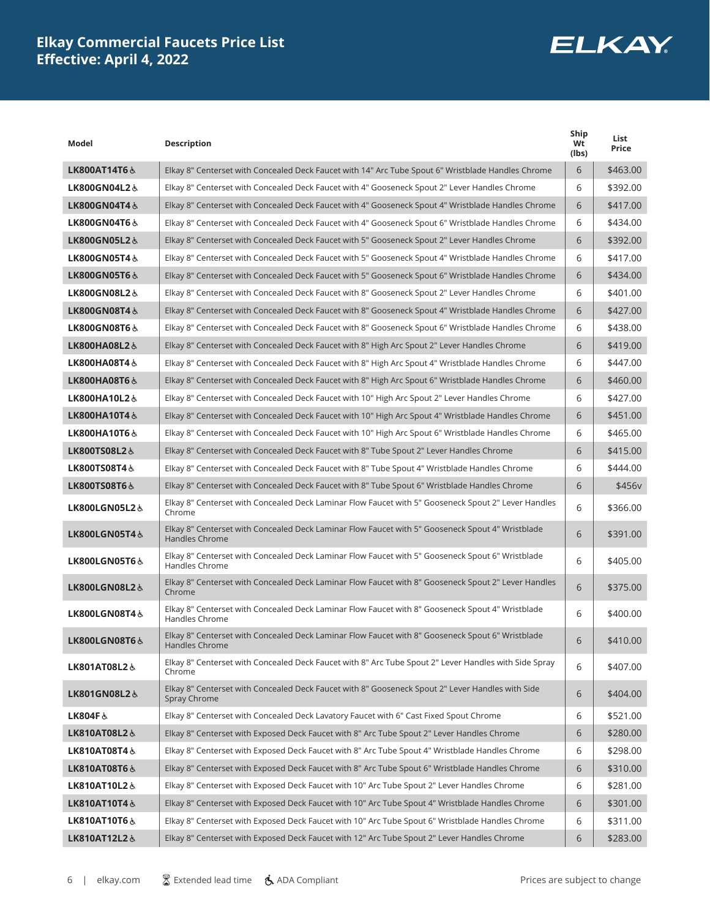# Elkay Commercial Faucets Price List
## Effective: April 4, 2022

| Model | Description | Ship Wt (lbs) | List Price |
|---|---|---|---|
| **LK800AT14T6** ♿ | Elkay 8" Centerset with Concealed Deck Faucet with 14" Arc Tube Spout 6" Wristblade Handles Chrome | 6 | $463.00 |
| **LK800GN04L2** ♿ | Elkay 8" Centerset with Concealed Deck Faucet with 4" Gooseneck Spout 2" Lever Handles Chrome | 6 | $392.00 |
| **LK800GN04T4** ♿ | Elkay 8" Centerset with Concealed Deck Faucet with 4" Gooseneck Spout 4" Wristblade Handles Chrome | 6 | $417.00 |
| **LK800GN04T6** ♿ | Elkay 8" Centerset with Concealed Deck Faucet with 4" Gooseneck Spout 6" Wristblade Handles Chrome | 6 | $434.00 |
| **LK800GN05L2** ♿ | Elkay 8" Centerset with Concealed Deck Faucet with 5" Gooseneck Spout 2" Lever Handles Chrome | 6 | $392.00 |
| **LK800GN05T4** ♿ | Elkay 8" Centerset with Concealed Deck Faucet with 5" Gooseneck Spout 4" Wristblade Handles Chrome | 6 | $417.00 |
| **LK800GN05T6** ♿ | Elkay 8" Centerset with Concealed Deck Faucet with 5" Gooseneck Spout 6" Wristblade Handles Chrome | 6 | $434.00 |
| **LK800GN08L2** ♿ | Elkay 8" Centerset with Concealed Deck Faucet with 8" Gooseneck Spout 2" Lever Handles Chrome | 6 | $401.00 |
| **LK800GN08T4** ♿ | Elkay 8" Centerset with Concealed Deck Faucet with 8" Gooseneck Spout 4" Wristblade Handles Chrome | 6 | $427.00 |
| **LK800GN08T6** ♿ | Elkay 8" Centerset with Concealed Deck Faucet with 8" Gooseneck Spout 6" Wristblade Handles Chrome | 6 | $438.00 |
| **LK800HA08L2** ♿ | Elkay 8" Centerset with Concealed Deck Faucet with 8" High Arc Spout 2" Lever Handles Chrome | 6 | $419.00 |
| **LK800HA08T4** ♿ | Elkay 8" Centerset with Concealed Deck Faucet with 8" High Arc Spout 4" Wristblade Handles Chrome | 6 | $447.00 |
| **LK800HA08T6** ♿ | Elkay 8" Centerset with Concealed Deck Faucet with 8" High Arc Spout 6" Wristblade Handles Chrome | 6 | $460.00 |
| **LK800HA10L2** ♿ | Elkay 8" Centerset with Concealed Deck Faucet with 10" High Arc Spout 2" Lever Handles Chrome | 6 | $427.00 |
| **LK800HA10T4** ♿ | Elkay 8" Centerset with Concealed Deck Faucet with 10" High Arc Spout 4" Wristblade Handles Chrome | 6 | $451.00 |
| **LK800HA10T6** ♿ | Elkay 8" Centerset with Concealed Deck Faucet with 10" High Arc Spout 6" Wristblade Handles Chrome | 6 | $465.00 |
| **LK800TS08L2** ♿ | Elkay 8" Centerset with Concealed Deck Faucet with 8" Tube Spout 2" Lever Handles Chrome | 6 | $415.00 |
| **LK800TS08T4** ♿ | Elkay 8" Centerset with Concealed Deck Faucet with 8" Tube Spout 4" Wristblade Handles Chrome | 6 | $444.00 |
| **LK800TS08T6** ♿ | Elkay 8" Centerset with Concealed Deck Faucet with 8" Tube Spout 6" Wristblade Handles Chrome | 6 | $456v |
| **LK800LGN05L2** ♿ | Elkay 8" Centerset with Concealed Deck Laminar Flow Faucet with 5" Gooseneck Spout 2" Lever Handles Chrome | 6 | $366.00 |
| **LK800LGN05T4** ♿ | Elkay 8" Centerset with Concealed Deck Laminar Flow Faucet with 5" Gooseneck Spout 4" Wristblade Handles Chrome | 6 | $391.00 |
| **LK800LGN05T6** ♿ | Elkay 8" Centerset with Concealed Deck Laminar Flow Faucet with 5" Gooseneck Spout 6" Wristblade Handles Chrome | 6 | $405.00 |
| **LK800LGN08L2** ♿ | Elkay 8" Centerset with Concealed Deck Laminar Flow Faucet with 8" Gooseneck Spout 2" Lever Handles Chrome | 6 | $375.00 |
| **LK800LGN08T4** ♿ | Elkay 8" Centerset with Concealed Deck Laminar Flow Faucet with 8" Gooseneck Spout 4" Wristblade Handles Chrome | 6 | $400.00 |
| **LK800LGN08T6** ♿ | Elkay 8" Centerset with Concealed Deck Laminar Flow Faucet with 8" Gooseneck Spout 6" Wristblade Handles Chrome | 6 | $410.00 |
| **LK801AT08L2** ♿ | Elkay 8" Centerset with Concealed Deck Faucet with 8" Arc Tube Spout 2" Lever Handles with Side Spray Chrome | 6 | $407.00 |
| **LK801GN08L2** ♿ | Elkay 8" Centerset with Concealed Deck Faucet with 8" Gooseneck Spout 2" Lever Handles with Side Spray Chrome | 6 | $404.00 |
| **LK804F** ♿ | Elkay 8" Centerset with Concealed Deck Lavatory Faucet with 6" Cast Fixed Spout Chrome | 6 | $521.00 |
| **LK810AT08L2** ♿ | Elkay 8" Centerset with Exposed Deck Faucet with 8" Arc Tube Spout 2" Lever Handles Chrome | 6 | $280.00 |
| **LK810AT08T4** ♿ | Elkay 8" Centerset with Exposed Deck Faucet with 8" Arc Tube Spout 4" Wristblade Handles Chrome | 6 | $298.00 |
| **LK810AT08T6** ♿ | Elkay 8" Centerset with Exposed Deck Faucet with 8" Arc Tube Spout 6" Wristblade Handles Chrome | 6 | $310.00 |
| **LK810AT10L2** ♿ | Elkay 8" Centerset with Exposed Deck Faucet with 10" Arc Tube Spout 2" Lever Handles Chrome | 6 | $281.00 |
| **LK810AT10T4** ♿ | Elkay 8" Centerset with Exposed Deck Faucet with 10" Arc Tube Spout 4" Wristblade Handles Chrome | 6 | $301.00 |
| **LK810AT10T6** ♿ | Elkay 8" Centerset with Exposed Deck Faucet with 10" Arc Tube Spout 6" Wristblade Handles Chrome | 6 | $311.00 |
| **LK810AT12L2** ♿ | Elkay 8" Centerset with Exposed Deck Faucet with 12" Arc Tube Spout 2" Lever Handles Chrome | 6 | $283.00 |

⌛ Extended lead time ♿ ADA Compliant

Prices are subject to change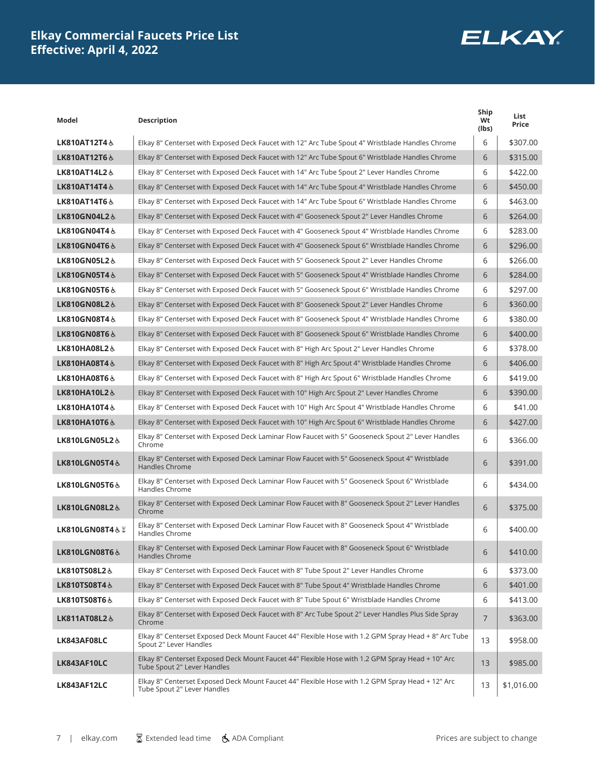# Elkay Commercial Faucets Price List
## Effective: April 4, 2022

| Model | Description | Ship Wt (lbs) | List Price |
|---|---|---|---|
| LK810AT12T4 ♿ | Elkay 8" Centerset with Exposed Deck Faucet with 12" Arc Tube Spout 4" Wristblade Handles Chrome | 6 | $307.00 |
| LK810AT12T6 ♿ | Elkay 8" Centerset with Exposed Deck Faucet with 12" Arc Tube Spout 6" Wristblade Handles Chrome | 6 | $315.00 |
| LK810AT14L2 ♿ | Elkay 8" Centerset with Exposed Deck Faucet with 14" Arc Tube Spout 2" Lever Handles Chrome | 6 | $422.00 |
| LK810AT14T4 ♿ | Elkay 8" Centerset with Exposed Deck Faucet with 14" Arc Tube Spout 4" Wristblade Handles Chrome | 6 | $450.00 |
| LK810AT14T6 ♿ | Elkay 8" Centerset with Exposed Deck Faucet with 14" Arc Tube Spout 6" Wristblade Handles Chrome | 6 | $463.00 |
| LK810GN04L2 ♿ | Elkay 8" Centerset with Exposed Deck Faucet with 4" Gooseneck Spout 2" Lever Handles Chrome | 6 | $264.00 |
| LK810GN04T4 ♿ | Elkay 8" Centerset with Exposed Deck Faucet with 4" Gooseneck Spout 4" Wristblade Handles Chrome | 6 | $283.00 |
| LK810GN04T6 ♿ | Elkay 8" Centerset with Exposed Deck Faucet with 4" Gooseneck Spout 6" Wristblade Handles Chrome | 6 | $296.00 |
| LK810GN05L2 ♿ | Elkay 8" Centerset with Exposed Deck Faucet with 5" Gooseneck Spout 2" Lever Handles Chrome | 6 | $266.00 |
| LK810GN05T4 ♿ | Elkay 8" Centerset with Exposed Deck Faucet with 5" Gooseneck Spout 4" Wristblade Handles Chrome | 6 | $284.00 |
| LK810GN05T6 ♿ | Elkay 8" Centerset with Exposed Deck Faucet with 5" Gooseneck Spout 6" Wristblade Handles Chrome | 6 | $297.00 |
| LK810GN08L2 ♿ | Elkay 8" Centerset with Exposed Deck Faucet with 8" Gooseneck Spout 2" Lever Handles Chrome | 6 | $360.00 |
| LK810GN08T4 ♿ | Elkay 8" Centerset with Exposed Deck Faucet with 8" Gooseneck Spout 4" Wristblade Handles Chrome | 6 | $380.00 |
| LK810GN08T6 ♿ | Elkay 8" Centerset with Exposed Deck Faucet with 8" Gooseneck Spout 6" Wristblade Handles Chrome | 6 | $400.00 |
| LK810HA08L2 ♿ | Elkay 8" Centerset with Exposed Deck Faucet with 8" High Arc Spout 2" Lever Handles Chrome | 6 | $378.00 |
| LK810HA08T4 ♿ | Elkay 8" Centerset with Exposed Deck Faucet with 8" High Arc Spout 4" Wristblade Handles Chrome | 6 | $406.00 |
| LK810HA08T6 ♿ | Elkay 8" Centerset with Exposed Deck Faucet with 8" High Arc Spout 6" Wristblade Handles Chrome | 6 | $419.00 |
| LK810HA10L2 ♿ | Elkay 8" Centerset with Exposed Deck Faucet with 10" High Arc Spout 2" Lever Handles Chrome | 6 | $390.00 |
| LK810HA10T4 ♿ | Elkay 8" Centerset with Exposed Deck Faucet with 10" High Arc Spout 4" Wristblade Handles Chrome | 6 | $41.00 |
| LK810HA10T6 ♿ | Elkay 8" Centerset with Exposed Deck Faucet with 10" High Arc Spout 6" Wristblade Handles Chrome | 6 | $427.00 |
| LK810LGN05L2 ♿ | Elkay 8" Centerset with Exposed Deck Laminar Flow Faucet with 5" Gooseneck Spout 2" Lever Handles Chrome | 6 | $366.00 |
| LK810LGN05T4 ♿ | Elkay 8" Centerset with Exposed Deck Laminar Flow Faucet with 5" Gooseneck Spout 4" Wristblade Handles Chrome | 6 | $391.00 |
| LK810LGN05T6 ♿ | Elkay 8" Centerset with Exposed Deck Laminar Flow Faucet with 5" Gooseneck Spout 6" Wristblade Handles Chrome | 6 | $434.00 |
| LK810LGN08L2 ♿ | Elkay 8" Centerset with Exposed Deck Laminar Flow Faucet with 8" Gooseneck Spout 2" Lever Handles Chrome | 6 | $375.00 |
| LK810LGN08T4 ♿ ⌛ | Elkay 8" Centerset with Exposed Deck Laminar Flow Faucet with 8" Gooseneck Spout 4" Wristblade Handles Chrome | 6 | $400.00 |
| LK810LGN08T6 ♿ | Elkay 8" Centerset with Exposed Deck Laminar Flow Faucet with 8" Gooseneck Spout 6" Wristblade Handles Chrome | 6 | $410.00 |
| LK810TS08L2 ♿ | Elkay 8" Centerset with Exposed Deck Faucet with 8" Tube Spout 2" Lever Handles Chrome | 6 | $373.00 |
| LK810TS08T4 ♿ | Elkay 8" Centerset with Exposed Deck Faucet with 8" Tube Spout 4" Wristblade Handles Chrome | 6 | $401.00 |
| LK810TS08T6 ♿ | Elkay 8" Centerset with Exposed Deck Faucet with 8" Tube Spout 6" Wristblade Handles Chrome | 6 | $413.00 |
| LK811AT08L2 ♿ | Elkay 8" Centerset with Exposed Deck Faucet with 8" Arc Tube Spout 2" Lever Handles Plus Side Spray Chrome | 7 | $363.00 |
| LK843AF08LC | Elkay 8" Centerset Exposed Deck Mount Faucet 44" Flexible Hose with 1.2 GPM Spray Head + 8" Arc Tube Spout 2" Lever Handles | 13 | $958.00 |
| LK843AF10LC | Elkay 8" Centerset Exposed Deck Mount Faucet 44" Flexible Hose with 1.2 GPM Spray Head + 10" Arc Tube Spout 2" Lever Handles | 13 | $985.00 |
| LK843AF12LC | Elkay 8" Centerset Exposed Deck Mount Faucet 44" Flexible Hose with 1.2 GPM Spray Head + 12" Arc Tube Spout 2" Lever Handles | 13 | $1,016.00 |

⌛ Extended lead time ♿ ADA Compliant

Prices are subject to change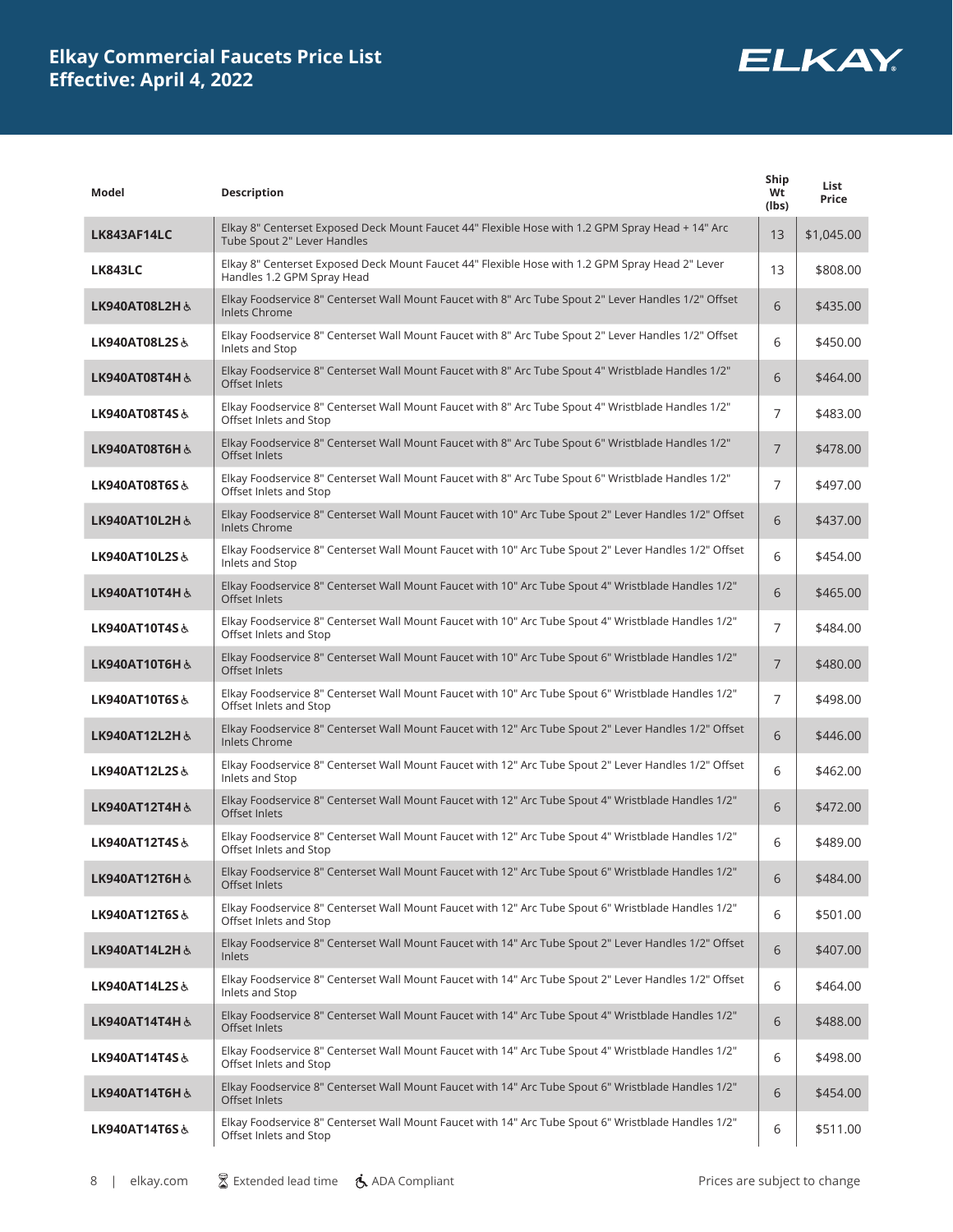# Elkay Commercial Faucets Price List
## Effective: April 4, 2022

ELKAY

| Model | Description | Ship Wt (lbs) | List Price |
|---|---|---|---|
| **LK843AF14LC** | Elkay 8" Centerset Exposed Deck Mount Faucet 44" Flexible Hose with 1.2 GPM Spray Head + 14" Arc Tube Spout 2" Lever Handles | 13 | $1,045.00 |
| **LK843LC** | Elkay 8" Centerset Exposed Deck Mount Faucet 44" Flexible Hose with 1.2 GPM Spray Head 2" Lever Handles 1.2 GPM Spray Head | 13 | $808.00 |
| **LK940AT08L2H** ♿ | Elkay Foodservice 8" Centerset Wall Mount Faucet with 8" Arc Tube Spout 2" Lever Handles 1/2" Offset Inlets Chrome | 6 | $435.00 |
| **LK940AT08L2S** ♿ | Elkay Foodservice 8" Centerset Wall Mount Faucet with 8" Arc Tube Spout 2" Lever Handles 1/2" Offset Inlets and Stop | 6 | $450.00 |
| **LK940AT08T4H** ♿ | Elkay Foodservice 8" Centerset Wall Mount Faucet with 8" Arc Tube Spout 4" Wristblade Handles 1/2" Offset Inlets | 6 | $464.00 |
| **LK940AT08T4S** ♿ | Elkay Foodservice 8" Centerset Wall Mount Faucet with 8" Arc Tube Spout 4" Wristblade Handles 1/2" Offset Inlets and Stop | 7 | $483.00 |
| **LK940AT08T6H** ♿ | Elkay Foodservice 8" Centerset Wall Mount Faucet with 8" Arc Tube Spout 6" Wristblade Handles 1/2" Offset Inlets | 7 | $478.00 |
| **LK940AT08T6S** ♿ | Elkay Foodservice 8" Centerset Wall Mount Faucet with 8" Arc Tube Spout 6" Wristblade Handles 1/2" Offset Inlets and Stop | 7 | $497.00 |
| **LK940AT10L2H** ♿ | Elkay Foodservice 8" Centerset Wall Mount Faucet with 10" Arc Tube Spout 2" Lever Handles 1/2" Offset Inlets Chrome | 6 | $437.00 |
| **LK940AT10L2S** ♿ | Elkay Foodservice 8" Centerset Wall Mount Faucet with 10" Arc Tube Spout 2" Lever Handles 1/2" Offset Inlets and Stop | 6 | $454.00 |
| **LK940AT10T4H** ♿ | Elkay Foodservice 8" Centerset Wall Mount Faucet with 10" Arc Tube Spout 4" Wristblade Handles 1/2" Offset Inlets | 6 | $465.00 |
| **LK940AT10T4S** ♿ | Elkay Foodservice 8" Centerset Wall Mount Faucet with 10" Arc Tube Spout 4" Wristblade Handles 1/2" Offset Inlets and Stop | 7 | $484.00 |
| **LK940AT10T6H** ♿ | Elkay Foodservice 8" Centerset Wall Mount Faucet with 10" Arc Tube Spout 6" Wristblade Handles 1/2" Offset Inlets | 7 | $480.00 |
| **LK940AT10T6S** ♿ | Elkay Foodservice 8" Centerset Wall Mount Faucet with 10" Arc Tube Spout 6" Wristblade Handles 1/2" Offset Inlets and Stop | 7 | $498.00 |
| **LK940AT12L2H** ♿ | Elkay Foodservice 8" Centerset Wall Mount Faucet with 12" Arc Tube Spout 2" Lever Handles 1/2" Offset Inlets Chrome | 6 | $446.00 |
| **LK940AT12L2S** ♿ | Elkay Foodservice 8" Centerset Wall Mount Faucet with 12" Arc Tube Spout 2" Lever Handles 1/2" Offset Inlets and Stop | 6 | $462.00 |
| **LK940AT12T4H** ♿ | Elkay Foodservice 8" Centerset Wall Mount Faucet with 12" Arc Tube Spout 4" Wristblade Handles 1/2" Offset Inlets | 6 | $472.00 |
| **LK940AT12T4S** ♿ | Elkay Foodservice 8" Centerset Wall Mount Faucet with 12" Arc Tube Spout 4" Wristblade Handles 1/2" Offset Inlets and Stop | 6 | $489.00 |
| **LK940AT12T6H** ♿ | Elkay Foodservice 8" Centerset Wall Mount Faucet with 12" Arc Tube Spout 6" Wristblade Handles 1/2" Offset Inlets | 6 | $484.00 |
| **LK940AT12T6S** ♿ | Elkay Foodservice 8" Centerset Wall Mount Faucet with 12" Arc Tube Spout 6" Wristblade Handles 1/2" Offset Inlets and Stop | 6 | $501.00 |
| **LK940AT14L2H** ♿ | Elkay Foodservice 8" Centerset Wall Mount Faucet with 14" Arc Tube Spout 2" Lever Handles 1/2" Offset Inlets | 6 | $407.00 |
| **LK940AT14L2S** ♿ | Elkay Foodservice 8" Centerset Wall Mount Faucet with 14" Arc Tube Spout 2" Lever Handles 1/2" Offset Inlets and Stop | 6 | $464.00 |
| **LK940AT14T4H** ♿ | Elkay Foodservice 8" Centerset Wall Mount Faucet with 14" Arc Tube Spout 4" Wristblade Handles 1/2" Offset Inlets | 6 | $488.00 |
| **LK940AT14T4S** ♿ | Elkay Foodservice 8" Centerset Wall Mount Faucet with 14" Arc Tube Spout 4" Wristblade Handles 1/2" Offset Inlets and Stop | 6 | $498.00 |
| **LK940AT14T6H** ♿ | Elkay Foodservice 8" Centerset Wall Mount Faucet with 14" Arc Tube Spout 6" Wristblade Handles 1/2" Offset Inlets | 6 | $454.00 |
| **LK940AT14T6S** ♿ | Elkay Foodservice 8" Centerset Wall Mount Faucet with 14" Arc Tube Spout 6" Wristblade Handles 1/2" Offset Inlets and Stop | 6 | $511.00 |

⌛ Extended lead time  ♿ ADA Compliant

Prices are subject to change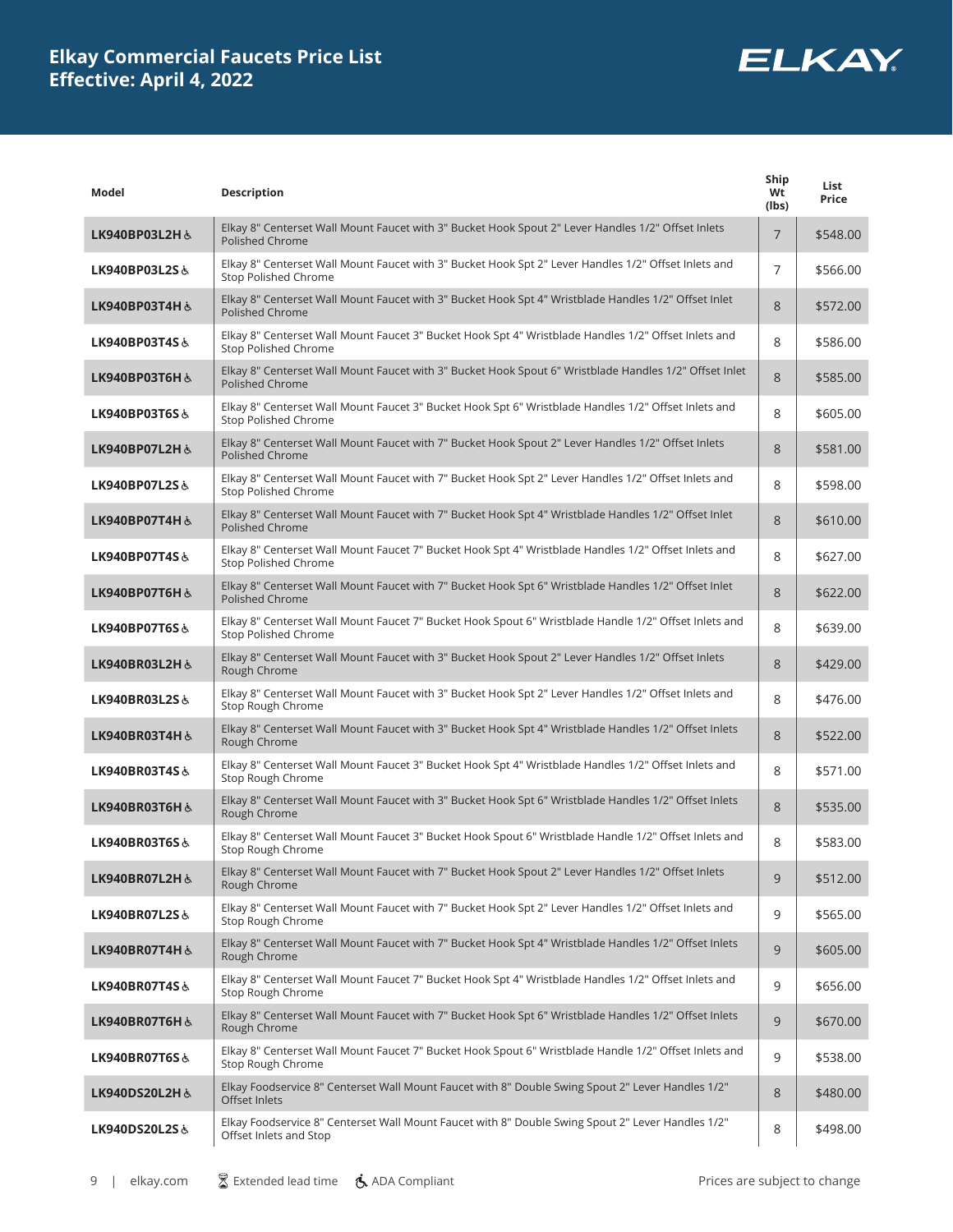# Elkay Commercial Faucets Price List
## Effective: April 4, 2022

ELKAY

| Model | Description | Ship Wt (lbs) | List Price |
|---|---|---|---|
| **LK940BP03L2H** ♿ | Elkay 8" Centerset Wall Mount Faucet with 3" Bucket Hook Spout 2" Lever Handles 1/2" Offset Inlets Polished Chrome | 7 | $548.00 |
| **LK940BP03L2S** ♿ | Elkay 8" Centerset Wall Mount Faucet with 3" Bucket Hook Spt 2" Lever Handles 1/2" Offset Inlets and Stop Polished Chrome | 7 | $566.00 |
| **LK940BP03T4H** ♿ | Elkay 8" Centerset Wall Mount Faucet with 3" Bucket Hook Spt 4" Wristblade Handles 1/2" Offset Inlet Polished Chrome | 8 | $572.00 |
| **LK940BP03T4S** ♿ | Elkay 8" Centerset Wall Mount Faucet 3" Bucket Hook Spt 4" Wristblade Handles 1/2" Offset Inlets and Stop Polished Chrome | 8 | $586.00 |
| **LK940BP03T6H** ♿ | Elkay 8" Centerset Wall Mount Faucet with 3" Bucket Hook Spout 6" Wristblade Handles 1/2" Offset Inlet Polished Chrome | 8 | $585.00 |
| **LK940BP03T6S** ♿ | Elkay 8" Centerset Wall Mount Faucet 3" Bucket Hook Spt 6" Wristblade Handles 1/2" Offset Inlets and Stop Polished Chrome | 8 | $605.00 |
| **LK940BP07L2H** ♿ | Elkay 8" Centerset Wall Mount Faucet with 7" Bucket Hook Spout 2" Lever Handles 1/2" Offset Inlets Polished Chrome | 8 | $581.00 |
| **LK940BP07L2S** ♿ | Elkay 8" Centerset Wall Mount Faucet with 7" Bucket Hook Spt 2" Lever Handles 1/2" Offset Inlets and Stop Polished Chrome | 8 | $598.00 |
| **LK940BP07T4H** ♿ | Elkay 8" Centerset Wall Mount Faucet with 7" Bucket Hook Spt 4" Wristblade Handles 1/2" Offset Inlet Polished Chrome | 8 | $610.00 |
| **LK940BP07T4S** ♿ | Elkay 8" Centerset Wall Mount Faucet 7" Bucket Hook Spt 4" Wristblade Handles 1/2" Offset Inlets and Stop Polished Chrome | 8 | $627.00 |
| **LK940BP07T6H** ♿ | Elkay 8" Centerset Wall Mount Faucet with 7" Bucket Hook Spt 6" Wristblade Handles 1/2" Offset Inlet Polished Chrome | 8 | $622.00 |
| **LK940BP07T6S** ♿ | Elkay 8" Centerset Wall Mount Faucet 7" Bucket Hook Spout 6" Wristblade Handle 1/2" Offset Inlets and Stop Polished Chrome | 8 | $639.00 |
| **LK940BR03L2H** ♿ | Elkay 8" Centerset Wall Mount Faucet with 3" Bucket Hook Spout 2" Lever Handles 1/2" Offset Inlets Rough Chrome | 8 | $429.00 |
| **LK940BR03L2S** ♿ | Elkay 8" Centerset Wall Mount Faucet with 3" Bucket Hook Spt 2" Lever Handles 1/2" Offset Inlets and Stop Rough Chrome | 8 | $476.00 |
| **LK940BR03T4H** ♿ | Elkay 8" Centerset Wall Mount Faucet with 3" Bucket Hook Spt 4" Wristblade Handles 1/2" Offset Inlets Rough Chrome | 8 | $522.00 |
| **LK940BR03T4S** ♿ | Elkay 8" Centerset Wall Mount Faucet 3" Bucket Hook Spt 4" Wristblade Handles 1/2" Offset Inlets and Stop Rough Chrome | 8 | $571.00 |
| **LK940BR03T6H** ♿ | Elkay 8" Centerset Wall Mount Faucet with 3" Bucket Hook Spt 6" Wristblade Handles 1/2" Offset Inlets Rough Chrome | 8 | $535.00 |
| **LK940BR03T6S** ♿ | Elkay 8" Centerset Wall Mount Faucet 3" Bucket Hook Spout 6" Wristblade Handle 1/2" Offset Inlets and Stop Rough Chrome | 8 | $583.00 |
| **LK940BR07L2H** ♿ | Elkay 8" Centerset Wall Mount Faucet with 7" Bucket Hook Spout 2" Lever Handles 1/2" Offset Inlets Rough Chrome | 9 | $512.00 |
| **LK940BR07L2S** ♿ | Elkay 8" Centerset Wall Mount Faucet with 7" Bucket Hook Spt 2" Lever Handles 1/2" Offset Inlets and Stop Rough Chrome | 9 | $565.00 |
| **LK940BR07T4H** ♿ | Elkay 8" Centerset Wall Mount Faucet with 7" Bucket Hook Spt 4" Wristblade Handles 1/2" Offset Inlets Rough Chrome | 9 | $605.00 |
| **LK940BR07T4S** ♿ | Elkay 8" Centerset Wall Mount Faucet 7" Bucket Hook Spt 4" Wristblade Handles 1/2" Offset Inlets and Stop Rough Chrome | 9 | $656.00 |
| **LK940BR07T6H** ♿ | Elkay 8" Centerset Wall Mount Faucet with 7" Bucket Hook Spt 6" Wristblade Handles 1/2" Offset Inlets Rough Chrome | 9 | $670.00 |
| **LK940BR07T6S** ♿ | Elkay 8" Centerset Wall Mount Faucet 7" Bucket Hook Spout 6" Wristblade Handle 1/2" Offset Inlets and Stop Rough Chrome | 9 | $538.00 |
| **LK940DS20L2H** ♿ | Elkay Foodservice 8" Centerset Wall Mount Faucet with 8" Double Swing Spout 2" Lever Handles 1/2" Offset Inlets | 8 | $480.00 |
| **LK940DS20L2S** ♿ | Elkay Foodservice 8" Centerset Wall Mount Faucet with 8" Double Swing Spout 2" Lever Handles 1/2" Offset Inlets and Stop | 8 | $498.00 |

elkay.com | ⌛ Extended lead time | ♿ ADA Compliant | Prices are subject to change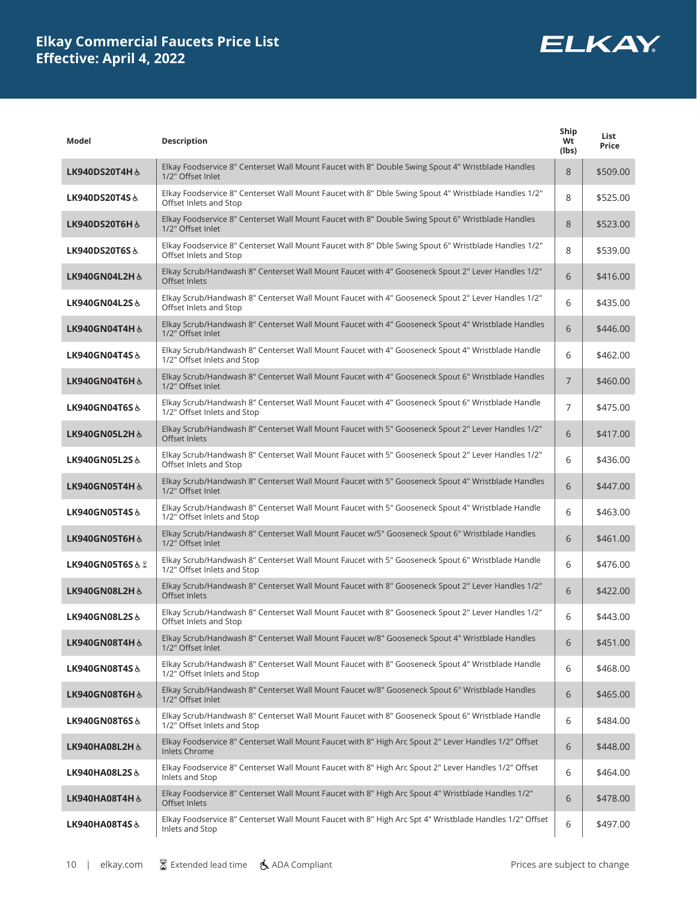# Elkay Commercial Faucets Price List
## Effective: April 4, 2022

ELKAY

| Model | Description | Ship Wt (lbs) | List Price |
|---|---|---|---|
| LK940DS20T4H ♿ | Elkay Foodservice 8" Centerset Wall Mount Faucet with 8" Double Swing Spout 4" Wristblade Handles 1/2" Offset Inlet | 8 | $509.00 |
| LK940DS20T4S ♿ | Elkay Foodservice 8" Centerset Wall Mount Faucet with 8" Dble Swing Spout 4" Wristblade Handles 1/2" Offset Inlets and Stop | 8 | $525.00 |
| LK940DS20T6H ♿ | Elkay Foodservice 8" Centerset Wall Mount Faucet with 8" Double Swing Spout 6" Wristblade Handles 1/2" Offset Inlet | 8 | $523.00 |
| LK940DS20T6S ♿ | Elkay Foodservice 8" Centerset Wall Mount Faucet with 8" Dble Swing Spout 6" Wristblade Handles 1/2" Offset Inlets and Stop | 8 | $539.00 |
| LK940GN04L2H ♿ | Elkay Scrub/Handwash 8" Centerset Wall Mount Faucet with 4" Gooseneck Spout 2" Lever Handles 1/2" Offset Inlets | 6 | $416.00 |
| LK940GN04L2S ♿ | Elkay Scrub/Handwash 8" Centerset Wall Mount Faucet with 4" Gooseneck Spout 2" Lever Handles 1/2" Offset Inlets and Stop | 6 | $435.00 |
| LK940GN04T4H ♿ | Elkay Scrub/Handwash 8" Centerset Wall Mount Faucet with 4" Gooseneck Spout 4" Wristblade Handles 1/2" Offset Inlet | 6 | $446.00 |
| LK940GN04T4S ♿ | Elkay Scrub/Handwash 8" Centerset Wall Mount Faucet with 4" Gooseneck Spout 4" Wristblade Handle 1/2" Offset Inlets and Stop | 6 | $462.00 |
| LK940GN04T6H ♿ | Elkay Scrub/Handwash 8" Centerset Wall Mount Faucet with 4" Gooseneck Spout 6" Wristblade Handles 1/2" Offset Inlet | 7 | $460.00 |
| LK940GN04T6S ♿ | Elkay Scrub/Handwash 8" Centerset Wall Mount Faucet with 4" Gooseneck Spout 6" Wristblade Handle 1/2" Offset Inlets and Stop | 7 | $475.00 |
| LK940GN05L2H ♿ | Elkay Scrub/Handwash 8" Centerset Wall Mount Faucet with 5" Gooseneck Spout 2" Lever Handles 1/2" Offset Inlets | 6 | $417.00 |
| LK940GN05L2S ♿ | Elkay Scrub/Handwash 8" Centerset Wall Mount Faucet with 5" Gooseneck Spout 2" Lever Handles 1/2" Offset Inlets and Stop | 6 | $436.00 |
| LK940GN05T4H ♿ | Elkay Scrub/Handwash 8" Centerset Wall Mount Faucet with 5" Gooseneck Spout 4" Wristblade Handles 1/2" Offset Inlet | 6 | $447.00 |
| LK940GN05T4S ♿ | Elkay Scrub/Handwash 8" Centerset Wall Mount Faucet with 5" Gooseneck Spout 4" Wristblade Handle 1/2" Offset Inlets and Stop | 6 | $463.00 |
| LK940GN05T6H ♿ | Elkay Scrub/Handwash 8" Centerset Wall Mount Faucet w/5" Gooseneck Spout 6" Wristblade Handles 1/2" Offset Inlet | 6 | $461.00 |
| LK940GN05T6S ♿ ⌛ | Elkay Scrub/Handwash 8" Centerset Wall Mount Faucet with 5" Gooseneck Spout 6" Wristblade Handle 1/2" Offset Inlets and Stop | 6 | $476.00 |
| LK940GN08L2H ♿ | Elkay Scrub/Handwash 8" Centerset Wall Mount Faucet with 8" Gooseneck Spout 2" Lever Handles 1/2" Offset Inlets | 6 | $422.00 |
| LK940GN08L2S ♿ | Elkay Scrub/Handwash 8" Centerset Wall Mount Faucet with 8" Gooseneck Spout 2" Lever Handles 1/2" Offset Inlets and Stop | 6 | $443.00 |
| LK940GN08T4H ♿ | Elkay Scrub/Handwash 8" Centerset Wall Mount Faucet w/8" Gooseneck Spout 4" Wristblade Handles 1/2" Offset Inlet | 6 | $451.00 |
| LK940GN08T4S ♿ | Elkay Scrub/Handwash 8" Centerset Wall Mount Faucet with 8" Gooseneck Spout 4" Wristblade Handle 1/2" Offset Inlets and Stop | 6 | $468.00 |
| LK940GN08T6H ♿ | Elkay Scrub/Handwash 8" Centerset Wall Mount Faucet w/8" Gooseneck Spout 6" Wristblade Handles 1/2" Offset Inlet | 6 | $465.00 |
| LK940GN08T6S ♿ | Elkay Scrub/Handwash 8" Centerset Wall Mount Faucet with 8" Gooseneck Spout 6" Wristblade Handle 1/2" Offset Inlets and Stop | 6 | $484.00 |
| LK940HA08L2H ♿ | Elkay Foodservice 8" Centerset Wall Mount Faucet with 8" High Arc Spout 2" Lever Handles 1/2" Offset Inlets Chrome | 6 | $448.00 |
| LK940HA08L2S ♿ | Elkay Foodservice 8" Centerset Wall Mount Faucet with 8" High Arc Spout 2" Lever Handles 1/2" Offset Inlets and Stop | 6 | $464.00 |
| LK940HA08T4H ♿ | Elkay Foodservice 8" Centerset Wall Mount Faucet with 8" High Arc Spout 4" Wristblade Handles 1/2" Offset Inlets | 6 | $478.00 |
| LK940HA08T4S ♿ | Elkay Foodservice 8" Centerset Wall Mount Faucet with 8" High Arc Spt 4" Wristblade Handles 1/2" Offset Inlets and Stop | 6 | $497.00 |

elkay.com | ⌛ Extended lead time | ♿ ADA Compliant | Prices are subject to change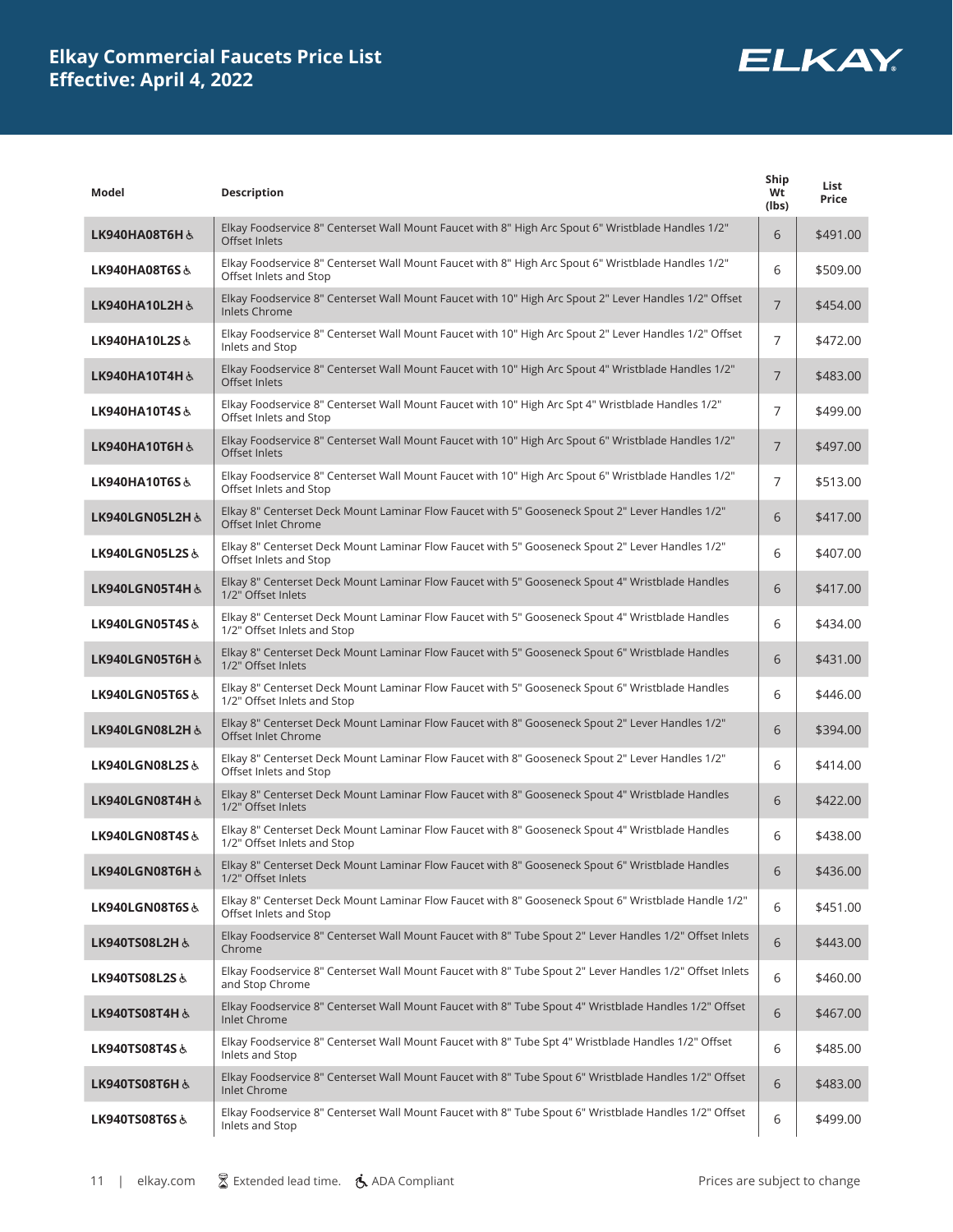# Elkay Commercial Faucets Price List
## Effective: April 4, 2022

| Model | Description | Ship Wt (lbs) | List Price |
|---|---|---|---|
| LK940HA08T6H ♿ | Elkay Foodservice 8" Centerset Wall Mount Faucet with 8" High Arc Spout 6" Wristblade Handles 1/2" Offset Inlets | 6 | $491.00 |
| LK940HA08T6S ♿ | Elkay Foodservice 8" Centerset Wall Mount Faucet with 8" High Arc Spout 6" Wristblade Handles 1/2" Offset Inlets and Stop | 6 | $509.00 |
| LK940HA10L2H ♿ | Elkay Foodservice 8" Centerset Wall Mount Faucet with 10" High Arc Spout 2" Lever Handles 1/2" Offset Inlets Chrome | 7 | $454.00 |
| LK940HA10L2S ♿ | Elkay Foodservice 8" Centerset Wall Mount Faucet with 10" High Arc Spout 2" Lever Handles 1/2" Offset Inlets and Stop | 7 | $472.00 |
| LK940HA10T4H ♿ | Elkay Foodservice 8" Centerset Wall Mount Faucet with 10" High Arc Spout 4" Wristblade Handles 1/2" Offset Inlets | 7 | $483.00 |
| LK940HA10T4S ♿ | Elkay Foodservice 8" Centerset Wall Mount Faucet with 10" High Arc Spt 4" Wristblade Handles 1/2" Offset Inlets and Stop | 7 | $499.00 |
| LK940HA10T6H ♿ | Elkay Foodservice 8" Centerset Wall Mount Faucet with 10" High Arc Spout 6" Wristblade Handles 1/2" Offset Inlets | 7 | $497.00 |
| LK940HA10T6S ♿ | Elkay Foodservice 8" Centerset Wall Mount Faucet with 10" High Arc Spout 6" Wristblade Handles 1/2" Offset Inlets and Stop | 7 | $513.00 |
| LK940LGN05L2H ♿ | Elkay 8" Centerset Deck Mount Laminar Flow Faucet with 5" Gooseneck Spout 2" Lever Handles 1/2" Offset Inlet Chrome | 6 | $417.00 |
| LK940LGN05L2S ♿ | Elkay 8" Centerset Deck Mount Laminar Flow Faucet with 5" Gooseneck Spout 2" Lever Handles 1/2" Offset Inlets and Stop | 6 | $407.00 |
| LK940LGN05T4H ♿ | Elkay 8" Centerset Deck Mount Laminar Flow Faucet with 5" Gooseneck Spout 4" Wristblade Handles 1/2" Offset Inlets | 6 | $417.00 |
| LK940LGN05T4S ♿ | Elkay 8" Centerset Deck Mount Laminar Flow Faucet with 5" Gooseneck Spout 4" Wristblade Handles 1/2" Offset Inlets and Stop | 6 | $434.00 |
| LK940LGN05T6H ♿ | Elkay 8" Centerset Deck Mount Laminar Flow Faucet with 5" Gooseneck Spout 6" Wristblade Handles 1/2" Offset Inlets | 6 | $431.00 |
| LK940LGN05T6S ♿ | Elkay 8" Centerset Deck Mount Laminar Flow Faucet with 5" Gooseneck Spout 6" Wristblade Handles 1/2" Offset Inlets and Stop | 6 | $446.00 |
| LK940LGN08L2H ♿ | Elkay 8" Centerset Deck Mount Laminar Flow Faucet with 8" Gooseneck Spout 2" Lever Handles 1/2" Offset Inlet Chrome | 6 | $394.00 |
| LK940LGN08L2S ♿ | Elkay 8" Centerset Deck Mount Laminar Flow Faucet with 8" Gooseneck Spout 2" Lever Handles 1/2" Offset Inlets and Stop | 6 | $414.00 |
| LK940LGN08T4H ♿ | Elkay 8" Centerset Deck Mount Laminar Flow Faucet with 8" Gooseneck Spout 4" Wristblade Handles 1/2" Offset Inlets | 6 | $422.00 |
| LK940LGN08T4S ♿ | Elkay 8" Centerset Deck Mount Laminar Flow Faucet with 8" Gooseneck Spout 4" Wristblade Handles 1/2" Offset Inlets and Stop | 6 | $438.00 |
| LK940LGN08T6H ♿ | Elkay 8" Centerset Deck Mount Laminar Flow Faucet with 8" Gooseneck Spout 6" Wristblade Handles 1/2" Offset Inlets | 6 | $436.00 |
| LK940LGN08T6S ♿ | Elkay 8" Centerset Deck Mount Laminar Flow Faucet with 8" Gooseneck Spout 6" Wristblade Handle 1/2" Offset Inlets and Stop | 6 | $451.00 |
| LK940TS08L2H ♿ | Elkay Foodservice 8" Centerset Wall Mount Faucet with 8" Tube Spout 2" Lever Handles 1/2" Offset Inlets Chrome | 6 | $443.00 |
| LK940TS08L2S ♿ | Elkay Foodservice 8" Centerset Wall Mount Faucet with 8" Tube Spout 2" Lever Handles 1/2" Offset Inlets and Stop Chrome | 6 | $460.00 |
| LK940TS08T4H ♿ | Elkay Foodservice 8" Centerset Wall Mount Faucet with 8" Tube Spout 4" Wristblade Handles 1/2" Offset Inlet Chrome | 6 | $467.00 |
| LK940TS08T4S ♿ | Elkay Foodservice 8" Centerset Wall Mount Faucet with 8" Tube Spt 4" Wristblade Handles 1/2" Offset Inlets and Stop | 6 | $485.00 |
| LK940TS08T6H ♿ | Elkay Foodservice 8" Centerset Wall Mount Faucet with 8" Tube Spout 6" Wristblade Handles 1/2" Offset Inlet Chrome | 6 | $483.00 |
| LK940TS08T6S ♿ | Elkay Foodservice 8" Centerset Wall Mount Faucet with 8" Tube Spout 6" Wristblade Handles 1/2" Offset Inlets and Stop | 6 | $499.00 |

⌛ Extended lead time. ♿ ADA Compliant

Prices are subject to change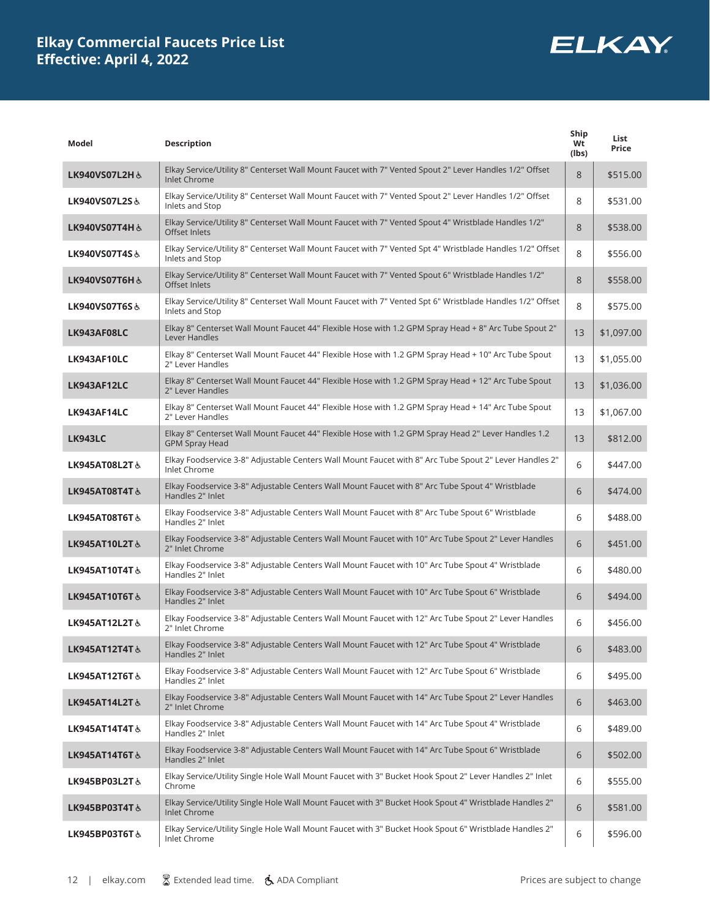# Elkay Commercial Faucets Price List
## Effective: April 4, 2022

| Model | Description | Ship Wt (lbs) | List Price |
|---|---|---|---|
| LK940VS07L2H ♿ | Elkay Service/Utility 8" Centerset Wall Mount Faucet with 7" Vented Spout 2" Lever Handles 1/2" Offset Inlet Chrome | 8 | $515.00 |
| LK940VS07L2S ♿ | Elkay Service/Utility 8" Centerset Wall Mount Faucet with 7" Vented Spout 2" Lever Handles 1/2" Offset Inlets and Stop | 8 | $531.00 |
| LK940VS07T4H ♿ | Elkay Service/Utility 8" Centerset Wall Mount Faucet with 7" Vented Spout 4" Wristblade Handles 1/2" Offset Inlets | 8 | $538.00 |
| LK940VS07T4S ♿ | Elkay Service/Utility 8" Centerset Wall Mount Faucet with 7" Vented Spt 4" Wristblade Handles 1/2" Offset Inlets and Stop | 8 | $556.00 |
| LK940VS07T6H ♿ | Elkay Service/Utility 8" Centerset Wall Mount Faucet with 7" Vented Spout 6" Wristblade Handles 1/2" Offset Inlets | 8 | $558.00 |
| LK940VS07T6S ♿ | Elkay Service/Utility 8" Centerset Wall Mount Faucet with 7" Vented Spt 6" Wristblade Handles 1/2" Offset Inlets and Stop | 8 | $575.00 |
| LK943AF08LC | Elkay 8" Centerset Wall Mount Faucet 44" Flexible Hose with 1.2 GPM Spray Head + 8" Arc Tube Spout 2" Lever Handles | 13 | $1,097.00 |
| LK943AF10LC | Elkay 8" Centerset Wall Mount Faucet 44" Flexible Hose with 1.2 GPM Spray Head + 10" Arc Tube Spout 2" Lever Handles | 13 | $1,055.00 |
| LK943AF12LC | Elkay 8" Centerset Wall Mount Faucet 44" Flexible Hose with 1.2 GPM Spray Head + 12" Arc Tube Spout 2" Lever Handles | 13 | $1,036.00 |
| LK943AF14LC | Elkay 8" Centerset Wall Mount Faucet 44" Flexible Hose with 1.2 GPM Spray Head + 14" Arc Tube Spout 2" Lever Handles | 13 | $1,067.00 |
| LK943LC | Elkay 8" Centerset Wall Mount Faucet 44" Flexible Hose with 1.2 GPM Spray Head 2" Lever Handles 1.2 GPM Spray Head | 13 | $812.00 |
| LK945AT08L2T ♿ | Elkay Foodservice 3-8" Adjustable Centers Wall Mount Faucet with 8" Arc Tube Spout 2" Lever Handles 2" Inlet Chrome | 6 | $447.00 |
| LK945AT08T4T ♿ | Elkay Foodservice 3-8" Adjustable Centers Wall Mount Faucet with 8" Arc Tube Spout 4" Wristblade Handles 2" Inlet | 6 | $474.00 |
| LK945AT08T6T ♿ | Elkay Foodservice 3-8" Adjustable Centers Wall Mount Faucet with 8" Arc Tube Spout 6" Wristblade Handles 2" Inlet | 6 | $488.00 |
| LK945AT10L2T ♿ | Elkay Foodservice 3-8" Adjustable Centers Wall Mount Faucet with 10" Arc Tube Spout 2" Lever Handles 2" Inlet Chrome | 6 | $451.00 |
| LK945AT10T4T ♿ | Elkay Foodservice 3-8" Adjustable Centers Wall Mount Faucet with 10" Arc Tube Spout 4" Wristblade Handles 2" Inlet | 6 | $480.00 |
| LK945AT10T6T ♿ | Elkay Foodservice 3-8" Adjustable Centers Wall Mount Faucet with 10" Arc Tube Spout 6" Wristblade Handles 2" Inlet | 6 | $494.00 |
| LK945AT12L2T ♿ | Elkay Foodservice 3-8" Adjustable Centers Wall Mount Faucet with 12" Arc Tube Spout 2" Lever Handles 2" Inlet Chrome | 6 | $456.00 |
| LK945AT12T4T ♿ | Elkay Foodservice 3-8" Adjustable Centers Wall Mount Faucet with 12" Arc Tube Spout 4" Wristblade Handles 2" Inlet | 6 | $483.00 |
| LK945AT12T6T ♿ | Elkay Foodservice 3-8" Adjustable Centers Wall Mount Faucet with 12" Arc Tube Spout 6" Wristblade Handles 2" Inlet | 6 | $495.00 |
| LK945AT14L2T ♿ | Elkay Foodservice 3-8" Adjustable Centers Wall Mount Faucet with 14" Arc Tube Spout 2" Lever Handles 2" Inlet Chrome | 6 | $463.00 |
| LK945AT14T4T ♿ | Elkay Foodservice 3-8" Adjustable Centers Wall Mount Faucet with 14" Arc Tube Spout 4" Wristblade Handles 2" Inlet | 6 | $489.00 |
| LK945AT14T6T ♿ | Elkay Foodservice 3-8" Adjustable Centers Wall Mount Faucet with 14" Arc Tube Spout 6" Wristblade Handles 2" Inlet | 6 | $502.00 |
| LK945BP03L2T ♿ | Elkay Service/Utility Single Hole Wall Mount Faucet with 3" Bucket Hook Spout 2" Lever Handles 2" Inlet Chrome | 6 | $555.00 |
| LK945BP03T4T ♿ | Elkay Service/Utility Single Hole Wall Mount Faucet with 3" Bucket Hook Spout 4" Wristblade Handles 2" Inlet Chrome | 6 | $581.00 |
| LK945BP03T6T ♿ | Elkay Service/Utility Single Hole Wall Mount Faucet with 3" Bucket Hook Spout 6" Wristblade Handles 2" Inlet Chrome | 6 | $596.00 |

elkay.com ⌛ Extended lead time. ♿ ADA Compliant — Prices are subject to change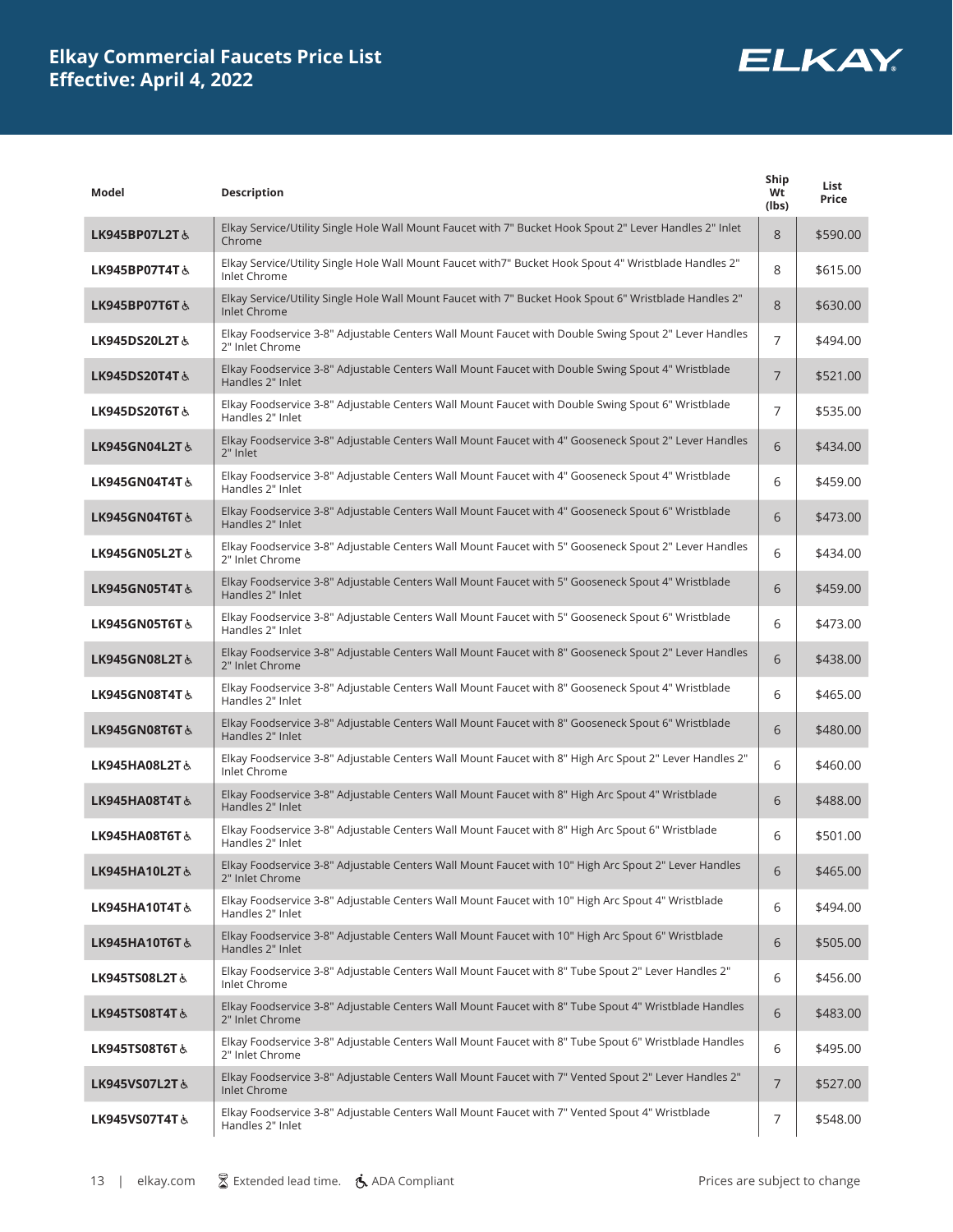# Elkay Commercial Faucets Price List
## Effective: April 4, 2022

| Model | Description | Ship Wt (lbs) | List Price |
|---|---|---|---|
| LK945BP07L2T ♿ | Elkay Service/Utility Single Hole Wall Mount Faucet with 7" Bucket Hook Spout 2" Lever Handles 2" Inlet Chrome | 8 | $590.00 |
| LK945BP07T4T ♿ | Elkay Service/Utility Single Hole Wall Mount Faucet with7" Bucket Hook Spout 4" Wristblade Handles 2" Inlet Chrome | 8 | $615.00 |
| LK945BP07T6T ♿ | Elkay Service/Utility Single Hole Wall Mount Faucet with 7" Bucket Hook Spout 6" Wristblade Handles 2" Inlet Chrome | 8 | $630.00 |
| LK945DS20L2T ♿ | Elkay Foodservice 3-8" Adjustable Centers Wall Mount Faucet with Double Swing Spout 2" Lever Handles 2" Inlet Chrome | 7 | $494.00 |
| LK945DS20T4T ♿ | Elkay Foodservice 3-8" Adjustable Centers Wall Mount Faucet with Double Swing Spout 4" Wristblade Handles 2" Inlet | 7 | $521.00 |
| LK945DS20T6T ♿ | Elkay Foodservice 3-8" Adjustable Centers Wall Mount Faucet with Double Swing Spout 6" Wristblade Handles 2" Inlet | 7 | $535.00 |
| LK945GN04L2T ♿ | Elkay Foodservice 3-8" Adjustable Centers Wall Mount Faucet with 4" Gooseneck Spout 2" Lever Handles 2" Inlet | 6 | $434.00 |
| LK945GN04T4T ♿ | Elkay Foodservice 3-8" Adjustable Centers Wall Mount Faucet with 4" Gooseneck Spout 4" Wristblade Handles 2" Inlet | 6 | $459.00 |
| LK945GN04T6T ♿ | Elkay Foodservice 3-8" Adjustable Centers Wall Mount Faucet with 4" Gooseneck Spout 6" Wristblade Handles 2" Inlet | 6 | $473.00 |
| LK945GN05L2T ♿ | Elkay Foodservice 3-8" Adjustable Centers Wall Mount Faucet with 5" Gooseneck Spout 2" Lever Handles 2" Inlet Chrome | 6 | $434.00 |
| LK945GN05T4T ♿ | Elkay Foodservice 3-8" Adjustable Centers Wall Mount Faucet with 5" Gooseneck Spout 4" Wristblade Handles 2" Inlet | 6 | $459.00 |
| LK945GN05T6T ♿ | Elkay Foodservice 3-8" Adjustable Centers Wall Mount Faucet with 5" Gooseneck Spout 6" Wristblade Handles 2" Inlet | 6 | $473.00 |
| LK945GN08L2T ♿ | Elkay Foodservice 3-8" Adjustable Centers Wall Mount Faucet with 8" Gooseneck Spout 2" Lever Handles 2" Inlet Chrome | 6 | $438.00 |
| LK945GN08T4T ♿ | Elkay Foodservice 3-8" Adjustable Centers Wall Mount Faucet with 8" Gooseneck Spout 4" Wristblade Handles 2" Inlet | 6 | $465.00 |
| LK945GN08T6T ♿ | Elkay Foodservice 3-8" Adjustable Centers Wall Mount Faucet with 8" Gooseneck Spout 6" Wristblade Handles 2" Inlet | 6 | $480.00 |
| LK945HA08L2T ♿ | Elkay Foodservice 3-8" Adjustable Centers Wall Mount Faucet with 8" High Arc Spout 2" Lever Handles 2" Inlet Chrome | 6 | $460.00 |
| LK945HA08T4T ♿ | Elkay Foodservice 3-8" Adjustable Centers Wall Mount Faucet with 8" High Arc Spout 4" Wristblade Handles 2" Inlet | 6 | $488.00 |
| LK945HA08T6T ♿ | Elkay Foodservice 3-8" Adjustable Centers Wall Mount Faucet with 8" High Arc Spout 6" Wristblade Handles 2" Inlet | 6 | $501.00 |
| LK945HA10L2T ♿ | Elkay Foodservice 3-8" Adjustable Centers Wall Mount Faucet with 10" High Arc Spout 2" Lever Handles 2" Inlet Chrome | 6 | $465.00 |
| LK945HA10T4T ♿ | Elkay Foodservice 3-8" Adjustable Centers Wall Mount Faucet with 10" High Arc Spout 4" Wristblade Handles 2" Inlet | 6 | $494.00 |
| LK945HA10T6T ♿ | Elkay Foodservice 3-8" Adjustable Centers Wall Mount Faucet with 10" High Arc Spout 6" Wristblade Handles 2" Inlet | 6 | $505.00 |
| LK945TS08L2T ♿ | Elkay Foodservice 3-8" Adjustable Centers Wall Mount Faucet with 8" Tube Spout 2" Lever Handles 2" Inlet Chrome | 6 | $456.00 |
| LK945TS08T4T ♿ | Elkay Foodservice 3-8" Adjustable Centers Wall Mount Faucet with 8" Tube Spout 4" Wristblade Handles 2" Inlet Chrome | 6 | $483.00 |
| LK945TS08T6T ♿ | Elkay Foodservice 3-8" Adjustable Centers Wall Mount Faucet with 8" Tube Spout 6" Wristblade Handles 2" Inlet Chrome | 6 | $495.00 |
| LK945VS07L2T ♿ | Elkay Foodservice 3-8" Adjustable Centers Wall Mount Faucet with 7" Vented Spout 2" Lever Handles 2" Inlet Chrome | 7 | $527.00 |
| LK945VS07T4T ♿ | Elkay Foodservice 3-8" Adjustable Centers Wall Mount Faucet with 7" Vented Spout 4" Wristblade Handles 2" Inlet | 7 | $548.00 |

⌛ Extended lead time. ♿ ADA Compliant

Prices are subject to change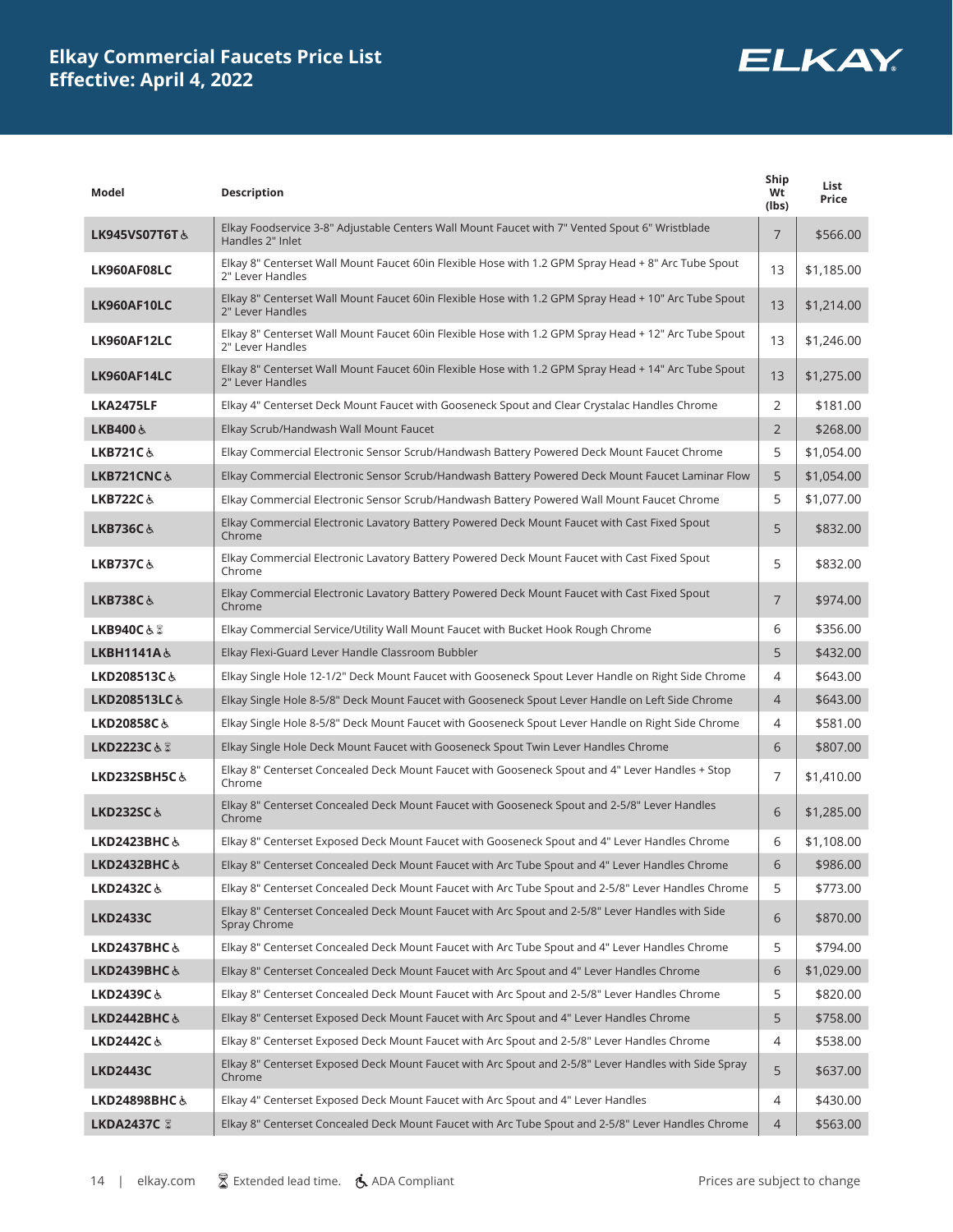# Elkay Commercial Faucets Price List
## Effective: April 4, 2022

| Model | Description | Ship Wt (lbs) | List Price |
|---|---|---|---|
| LK945VS07T6T ♿ | Elkay Foodservice 3-8" Adjustable Centers Wall Mount Faucet with 7" Vented Spout 6" Wristblade Handles 2" Inlet | 7 | $566.00 |
| LK960AF08LC | Elkay 8" Centerset Wall Mount Faucet 60in Flexible Hose with 1.2 GPM Spray Head + 8" Arc Tube Spout 2" Lever Handles | 13 | $1,185.00 |
| LK960AF10LC | Elkay 8" Centerset Wall Mount Faucet 60in Flexible Hose with 1.2 GPM Spray Head + 10" Arc Tube Spout 2" Lever Handles | 13 | $1,214.00 |
| LK960AF12LC | Elkay 8" Centerset Wall Mount Faucet 60in Flexible Hose with 1.2 GPM Spray Head + 12" Arc Tube Spout 2" Lever Handles | 13 | $1,246.00 |
| LK960AF14LC | Elkay 8" Centerset Wall Mount Faucet 60in Flexible Hose with 1.2 GPM Spray Head + 14" Arc Tube Spout 2" Lever Handles | 13 | $1,275.00 |
| LKA2475LF | Elkay 4" Centerset Deck Mount Faucet with Gooseneck Spout and Clear Crystalac Handles Chrome | 2 | $181.00 |
| LKB400 ♿ | Elkay Scrub/Handwash Wall Mount Faucet | 2 | $268.00 |
| LKB721C ♿ | Elkay Commercial Electronic Sensor Scrub/Handwash Battery Powered Deck Mount Faucet Chrome | 5 | $1,054.00 |
| LKB721CNC ♿ | Elkay Commercial Electronic Sensor Scrub/Handwash Battery Powered Deck Mount Faucet Laminar Flow | 5 | $1,054.00 |
| LKB722C ♿ | Elkay Commercial Electronic Sensor Scrub/Handwash Battery Powered Wall Mount Faucet Chrome | 5 | $1,077.00 |
| LKB736C ♿ | Elkay Commercial Electronic Lavatory Battery Powered Deck Mount Faucet with Cast Fixed Spout Chrome | 5 | $832.00 |
| LKB737C ♿ | Elkay Commercial Electronic Lavatory Battery Powered Deck Mount Faucet with Cast Fixed Spout Chrome | 5 | $832.00 |
| LKB738C ♿ | Elkay Commercial Electronic Lavatory Battery Powered Deck Mount Faucet with Cast Fixed Spout Chrome | 7 | $974.00 |
| LKB940C ♿ ⌛ | Elkay Commercial Service/Utility Wall Mount Faucet with Bucket Hook Rough Chrome | 6 | $356.00 |
| LKBH1141A ♿ | Elkay Flexi-Guard Lever Handle Classroom Bubbler | 5 | $432.00 |
| LKD208513C ♿ | Elkay Single Hole 12-1/2" Deck Mount Faucet with Gooseneck Spout Lever Handle on Right Side Chrome | 4 | $643.00 |
| LKD208513LC ♿ | Elkay Single Hole 8-5/8" Deck Mount Faucet with Gooseneck Spout Lever Handle on Left Side Chrome | 4 | $643.00 |
| LKD20858C ♿ | Elkay Single Hole 8-5/8" Deck Mount Faucet with Gooseneck Spout Lever Handle on Right Side Chrome | 4 | $581.00 |
| LKD2223C ♿ ⌛ | Elkay Single Hole Deck Mount Faucet with Gooseneck Spout Twin Lever Handles Chrome | 6 | $807.00 |
| LKD232SBH5C ♿ | Elkay 8" Centerset Concealed Deck Mount Faucet with Gooseneck Spout and 4" Lever Handles + Stop Chrome | 7 | $1,410.00 |
| LKD232SC ♿ | Elkay 8" Centerset Concealed Deck Mount Faucet with Gooseneck Spout and 2-5/8" Lever Handles Chrome | 6 | $1,285.00 |
| LKD2423BHC ♿ | Elkay 8" Centerset Exposed Deck Mount Faucet with Gooseneck Spout and 4" Lever Handles Chrome | 6 | $1,108.00 |
| LKD2432BHC ♿ | Elkay 8" Centerset Concealed Deck Mount Faucet with Arc Tube Spout and 4" Lever Handles Chrome | 6 | $986.00 |
| LKD2432C ♿ | Elkay 8" Centerset Concealed Deck Mount Faucet with Arc Tube Spout and 2-5/8" Lever Handles Chrome | 5 | $773.00 |
| LKD2433C | Elkay 8" Centerset Concealed Deck Mount Faucet with Arc Spout and 2-5/8" Lever Handles with Side Spray Chrome | 6 | $870.00 |
| LKD2437BHC ♿ | Elkay 8" Centerset Concealed Deck Mount Faucet with Arc Tube Spout and 4" Lever Handles Chrome | 5 | $794.00 |
| LKD2439BHC ♿ | Elkay 8" Centerset Concealed Deck Mount Faucet with Arc Spout and 4" Lever Handles Chrome | 6 | $1,029.00 |
| LKD2439C ♿ | Elkay 8" Centerset Concealed Deck Mount Faucet with Arc Spout and 2-5/8" Lever Handles Chrome | 5 | $820.00 |
| LKD2442BHC ♿ | Elkay 8" Centerset Exposed Deck Mount Faucet with Arc Spout and 4" Lever Handles Chrome | 5 | $758.00 |
| LKD2442C ♿ | Elkay 8" Centerset Exposed Deck Mount Faucet with Arc Spout and 2-5/8" Lever Handles Chrome | 4 | $538.00 |
| LKD2443C | Elkay 8" Centerset Exposed Deck Mount Faucet with Arc Spout and 2-5/8" Lever Handles with Side Spray Chrome | 5 | $637.00 |
| LKD24898BHC ♿ | Elkay 4" Centerset Exposed Deck Mount Faucet with Arc Spout and 4" Lever Handles | 4 | $430.00 |
| LKDA2437C ⌛ | Elkay 8" Centerset Concealed Deck Mount Faucet with Arc Tube Spout and 2-5/8" Lever Handles Chrome | 4 | $563.00 |

elkay.com | ⌛ Extended lead time. ♿ ADA Compliant | Prices are subject to change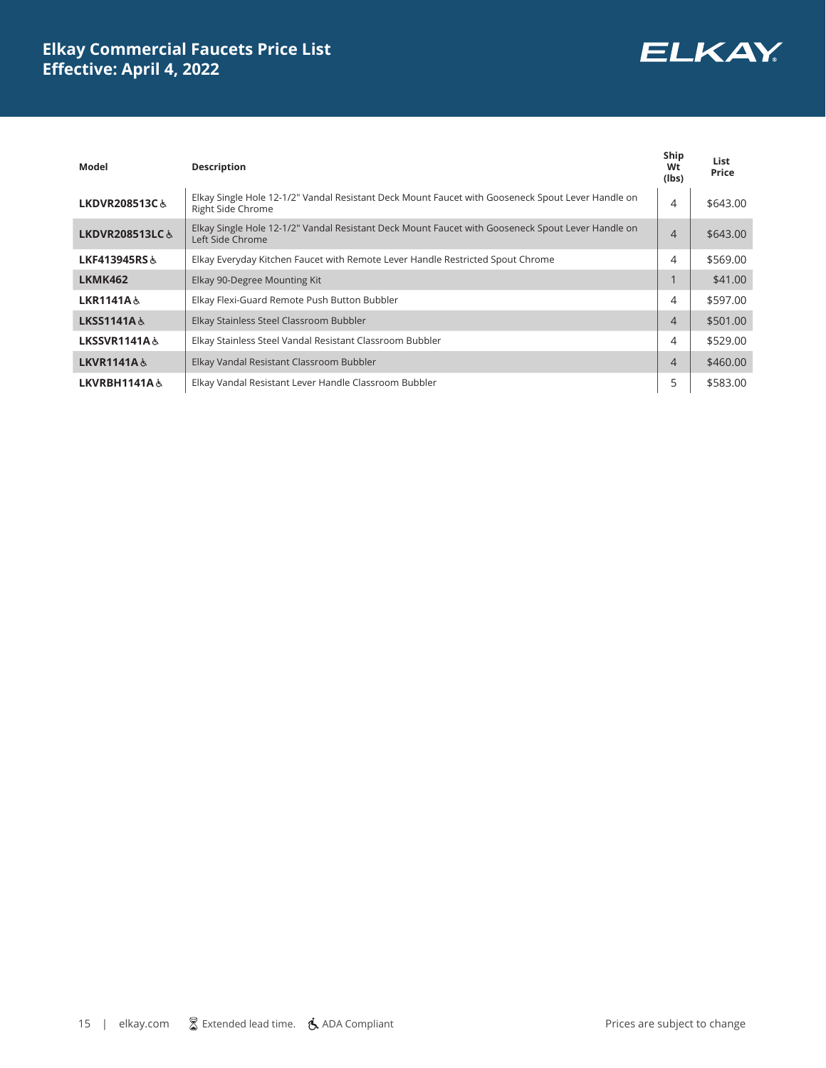# Elkay Commercial Faucets Price List
## Effective: April 4, 2022

ELKAY

| Model | Description | Ship Wt (lbs) | List Price |
|---|---|---|---|
| **LKDVR208513C** ♿ | Elkay Single Hole 12-1/2" Vandal Resistant Deck Mount Faucet with Gooseneck Spout Lever Handle on Right Side Chrome | 4 | $643.00 |
| **LKDVR208513LC** ♿ | Elkay Single Hole 12-1/2" Vandal Resistant Deck Mount Faucet with Gooseneck Spout Lever Handle on Left Side Chrome | 4 | $643.00 |
| **LKF413945RS** ♿ | Elkay Everyday Kitchen Faucet with Remote Lever Handle Restricted Spout Chrome | 4 | $569.00 |
| **LKMK462** | Elkay 90-Degree Mounting Kit | 1 | $41.00 |
| **LKR1141A** ♿ | Elkay Flexi-Guard Remote Push Button Bubbler | 4 | $597.00 |
| **LKSS1141A** ♿ | Elkay Stainless Steel Classroom Bubbler | 4 | $501.00 |
| **LKSSVR1141A** ♿ | Elkay Stainless Steel Vandal Resistant Classroom Bubbler | 4 | $529.00 |
| **LKVR1141A** ♿ | Elkay Vandal Resistant Classroom Bubbler | 4 | $460.00 |
| **LKVRBH1141A** ♿ | Elkay Vandal Resistant Lever Handle Classroom Bubbler | 5 | $583.00 |

elkay.com ⌛ Extended lead time. ♿ ADA Compliant

Prices are subject to change